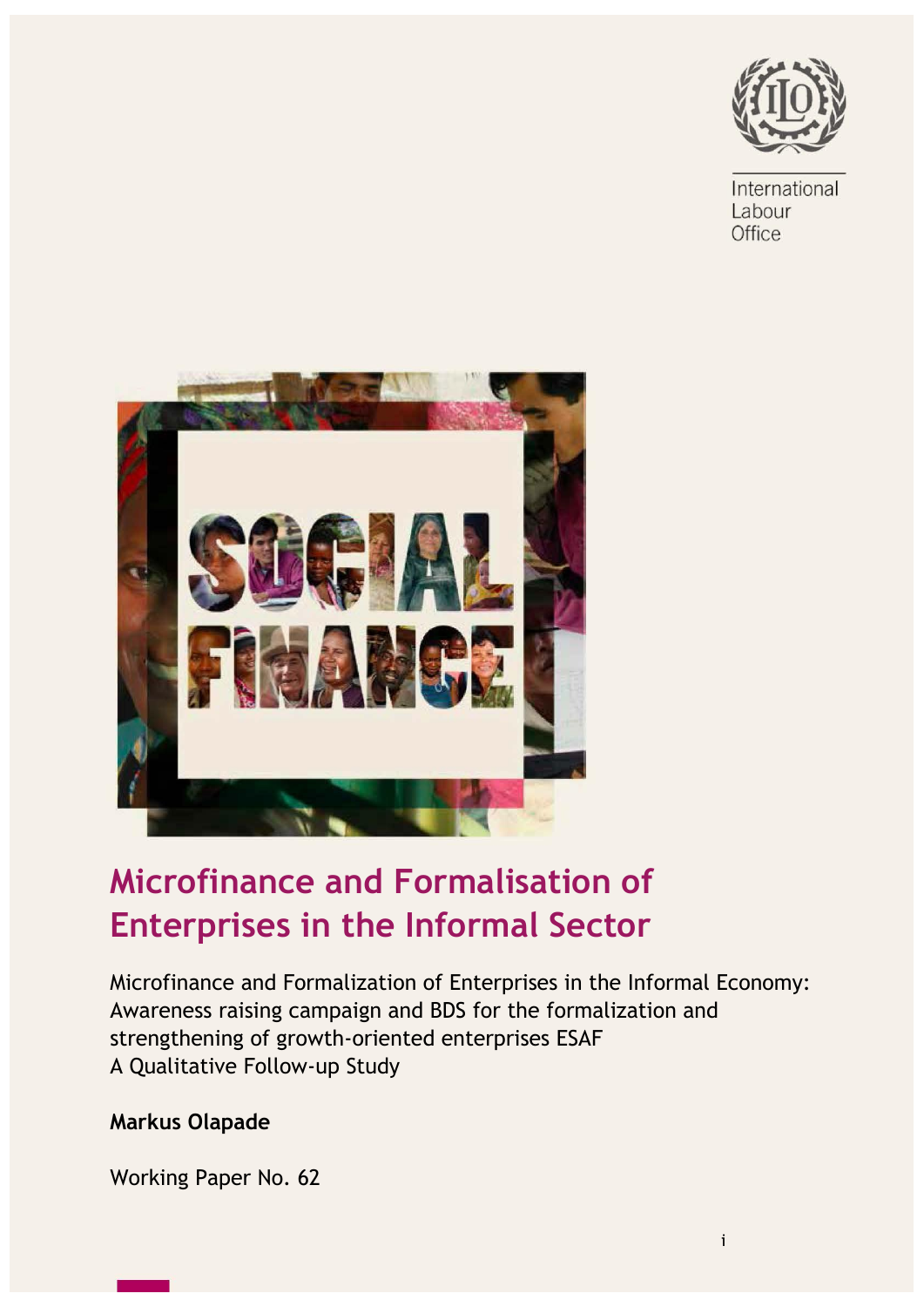International Labour Office

SOCIAL FINANCE

# Microfinance and Formalisation of Enterprises in the Informal Sector

Microfinance and Formalization of Enterprises in the Informal Economy: Awareness raising campaign and BDS for the formalization and strengthening of growth-oriented enterprises ESAF
A Qualitative Follow-up Study

**Markus Olapade**

Working Paper No. 62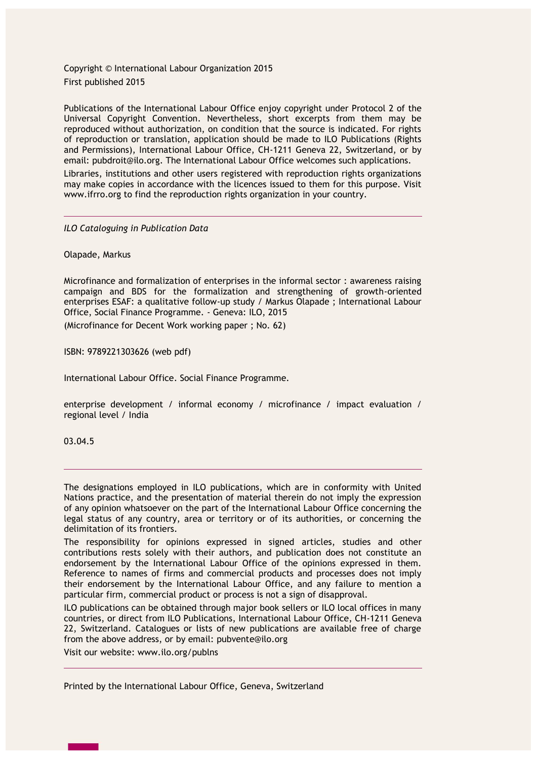Copyright © International Labour Organization 2015
First published 2015

Publications of the International Labour Office enjoy copyright under Protocol 2 of the Universal Copyright Convention. Nevertheless, short excerpts from them may be reproduced without authorization, on condition that the source is indicated. For rights of reproduction or translation, application should be made to ILO Publications (Rights and Permissions), International Labour Office, CH-1211 Geneva 22, Switzerland, or by email: pubdroit@ilo.org. The International Labour Office welcomes such applications.

Libraries, institutions and other users registered with reproduction rights organizations may make copies in accordance with the licences issued to them for this purpose. Visit www.ifrro.org to find the reproduction rights organization in your country.

---

*ILO Cataloguing in Publication Data*

Olapade, Markus

Microfinance and formalization of enterprises in the informal sector : awareness raising campaign and BDS for the formalization and strengthening of growth-oriented enterprises ESAF: a qualitative follow-up study / Markus Olapade ; International Labour Office, Social Finance Programme. - Geneva: ILO, 2015

(Microfinance for Decent Work working paper ; No. 62)

ISBN: 9789221303626 (web pdf)

International Labour Office. Social Finance Programme.

enterprise development / informal economy / microfinance / impact evaluation / regional level / India

03.04.5

---

The designations employed in ILO publications, which are in conformity with United Nations practice, and the presentation of material therein do not imply the expression of any opinion whatsoever on the part of the International Labour Office concerning the legal status of any country, area or territory or of its authorities, or concerning the delimitation of its frontiers.

The responsibility for opinions expressed in signed articles, studies and other contributions rests solely with their authors, and publication does not constitute an endorsement by the International Labour Office of the opinions expressed in them. Reference to names of firms and commercial products and processes does not imply their endorsement by the International Labour Office, and any failure to mention a particular firm, commercial product or process is not a sign of disapproval.

ILO publications can be obtained through major book sellers or ILO local offices in many countries, or direct from ILO Publications, International Labour Office, CH-1211 Geneva 22, Switzerland. Catalogues or lists of new publications are available free of charge from the above address, or by email: pubvente@ilo.org

Visit our website: www.ilo.org/publns

---

Printed by the International Labour Office, Geneva, Switzerland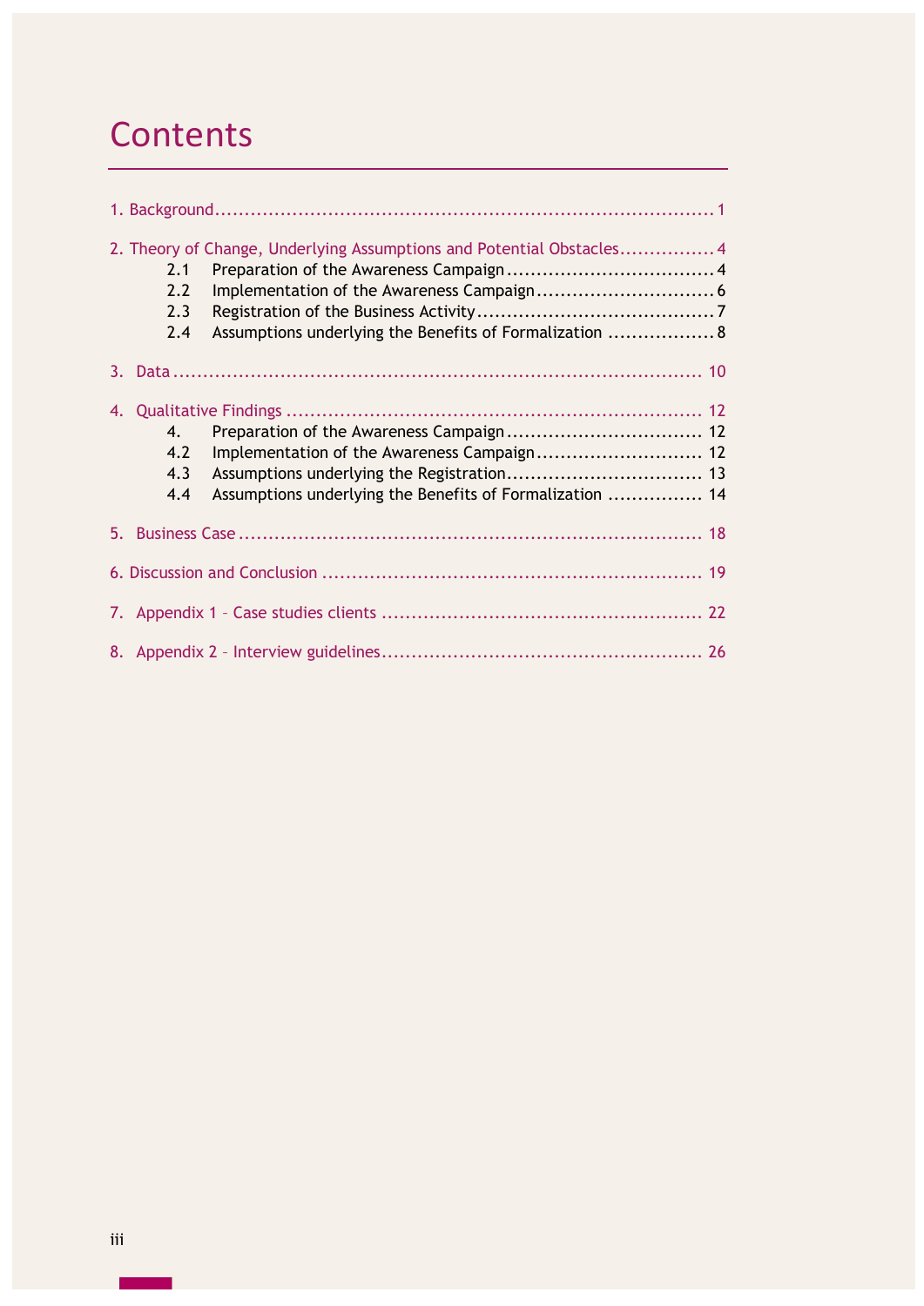# Contents

1. Background ........ 1

2. Theory of Change, Underlying Assumptions and Potential Obstacles ........ 4
   - 2.1 Preparation of the Awareness Campaign ........ 4
   - 2.2 Implementation of the Awareness Campaign ........ 6
   - 2.3 Registration of the Business Activity ........ 7
   - 2.4 Assumptions underlying the Benefits of Formalization ........ 8

3. Data ........ 10

4. Qualitative Findings ........ 12
   - 4. Preparation of the Awareness Campaign ........ 12
   - 4.2 Implementation of the Awareness Campaign ........ 12
   - 4.3 Assumptions underlying the Registration ........ 13
   - 4.4 Assumptions underlying the Benefits of Formalization ........ 14

5. Business Case ........ 18

6. Discussion and Conclusion ........ 19

7. Appendix 1 – Case studies clients ........ 22

8. Appendix 2 – Interview guidelines ........ 26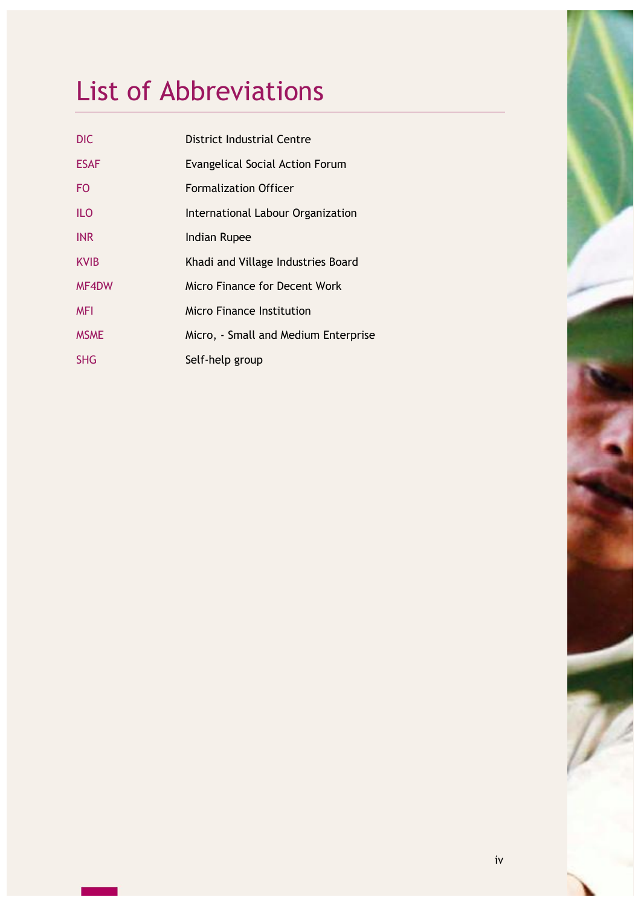# List of Abbreviations

| | |
|---|---|
| DIC | District Industrial Centre |
| ESAF | Evangelical Social Action Forum |
| FO | Formalization Officer |
| ILO | International Labour Organization |
| INR | Indian Rupee |
| KVIB | Khadi and Village Industries Board |
| MF4DW | Micro Finance for Decent Work |
| MFI | Micro Finance Institution |
| MSME | Micro, - Small and Medium Enterprise |
| SHG | Self-help group |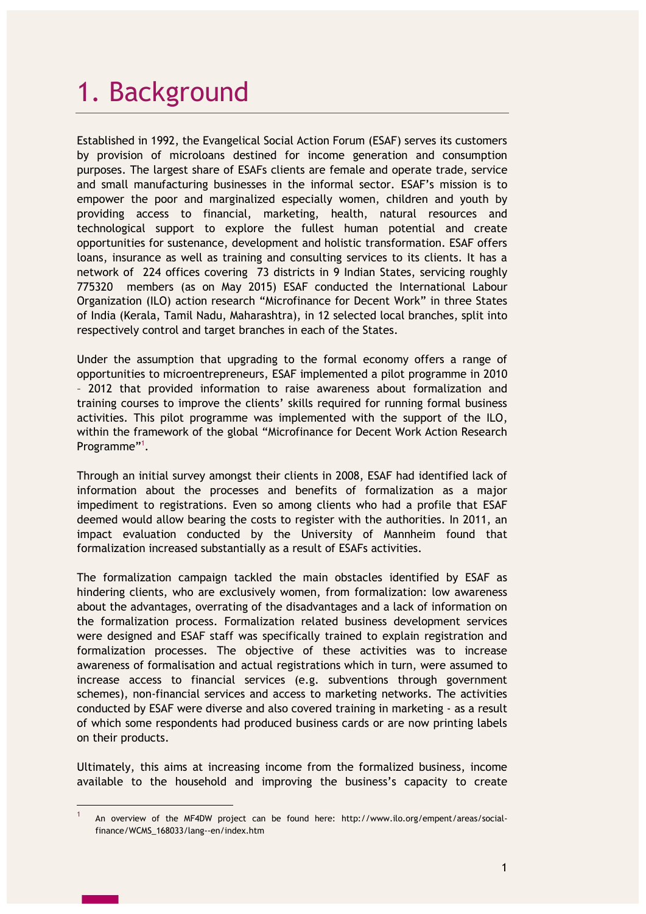# 1. Background

Established in 1992, the Evangelical Social Action Forum (ESAF) serves its customers by provision of microloans destined for income generation and consumption purposes. The largest share of ESAFs clients are female and operate trade, service and small manufacturing businesses in the informal sector. ESAF's mission is to empower the poor and marginalized especially women, children and youth by providing access to financial, marketing, health, natural resources and technological support to explore the fullest human potential and create opportunities for sustenance, development and holistic transformation. ESAF offers loans, insurance as well as training and consulting services to its clients. It has a network of 224 offices covering 73 districts in 9 Indian States, servicing roughly 775320 members (as on May 2015) ESAF conducted the International Labour Organization (ILO) action research "Microfinance for Decent Work" in three States of India (Kerala, Tamil Nadu, Maharashtra), in 12 selected local branches, split into respectively control and target branches in each of the States.

Under the assumption that upgrading to the formal economy offers a range of opportunities to microentrepreneurs, ESAF implemented a pilot programme in 2010 – 2012 that provided information to raise awareness about formalization and training courses to improve the clients' skills required for running formal business activities. This pilot programme was implemented with the support of the ILO, within the framework of the global "Microfinance for Decent Work Action Research Programme"[1].

Through an initial survey amongst their clients in 2008, ESAF had identified lack of information about the processes and benefits of formalization as a major impediment to registrations. Even so among clients who had a profile that ESAF deemed would allow bearing the costs to register with the authorities. In 2011, an impact evaluation conducted by the University of Mannheim found that formalization increased substantially as a result of ESAFs activities.

The formalization campaign tackled the main obstacles identified by ESAF as hindering clients, who are exclusively women, from formalization: low awareness about the advantages, overrating of the disadvantages and a lack of information on the formalization process. Formalization related business development services were designed and ESAF staff was specifically trained to explain registration and formalization processes. The objective of these activities was to increase awareness of formalisation and actual registrations which in turn, were assumed to increase access to financial services (e.g. subventions through government schemes), non-financial services and access to marketing networks. The activities conducted by ESAF were diverse and also covered training in marketing - as a result of which some respondents had produced business cards or are now printing labels on their products.

Ultimately, this aims at increasing income from the formalized business, income available to the household and improving the business's capacity to create

[1] An overview of the MF4DW project can be found here: http://www.ilo.org/empent/areas/social-finance/WCMS_168033/lang--en/index.htm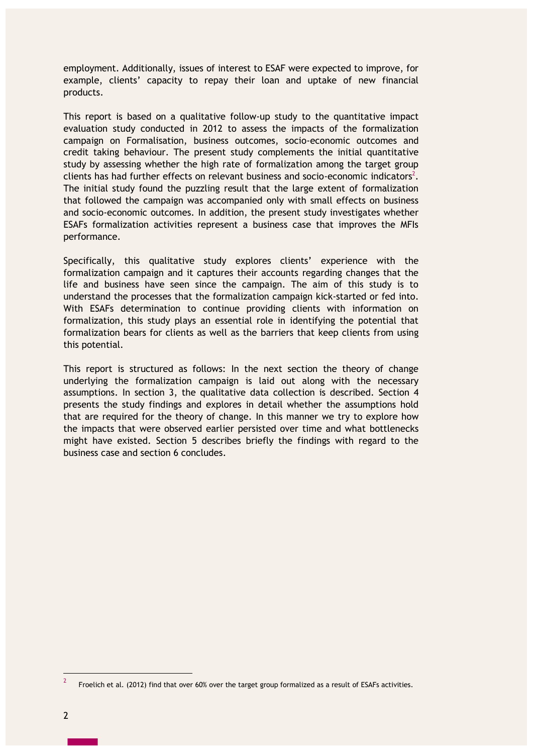employment. Additionally, issues of interest to ESAF were expected to improve, for example, clients' capacity to repay their loan and uptake of new financial products.

This report is based on a qualitative follow-up study to the quantitative impact evaluation study conducted in 2012 to assess the impacts of the formalization campaign on Formalisation, business outcomes, socio-economic outcomes and credit taking behaviour. The present study complements the initial quantitative study by assessing whether the high rate of formalization among the target group clients has had further effects on relevant business and socio-economic indicators[2]. The initial study found the puzzling result that the large extent of formalization that followed the campaign was accompanied only with small effects on business and socio-economic outcomes. In addition, the present study investigates whether ESAFs formalization activities represent a business case that improves the MFIs performance.

Specifically, this qualitative study explores clients' experience with the formalization campaign and it captures their accounts regarding changes that the life and business have seen since the campaign. The aim of this study is to understand the processes that the formalization campaign kick-started or fed into. With ESAFs determination to continue providing clients with information on formalization, this study plays an essential role in identifying the potential that formalization bears for clients as well as the barriers that keep clients from using this potential.

This report is structured as follows: In the next section the theory of change underlying the formalization campaign is laid out along with the necessary assumptions. In section 3, the qualitative data collection is described. Section 4 presents the study findings and explores in detail whether the assumptions hold that are required for the theory of change. In this manner we try to explore how the impacts that were observed earlier persisted over time and what bottlenecks might have existed. Section 5 describes briefly the findings with regard to the business case and section 6 concludes.

---

[2] Froelich et al. (2012) find that over 60% over the target group formalized as a result of ESAFs activities.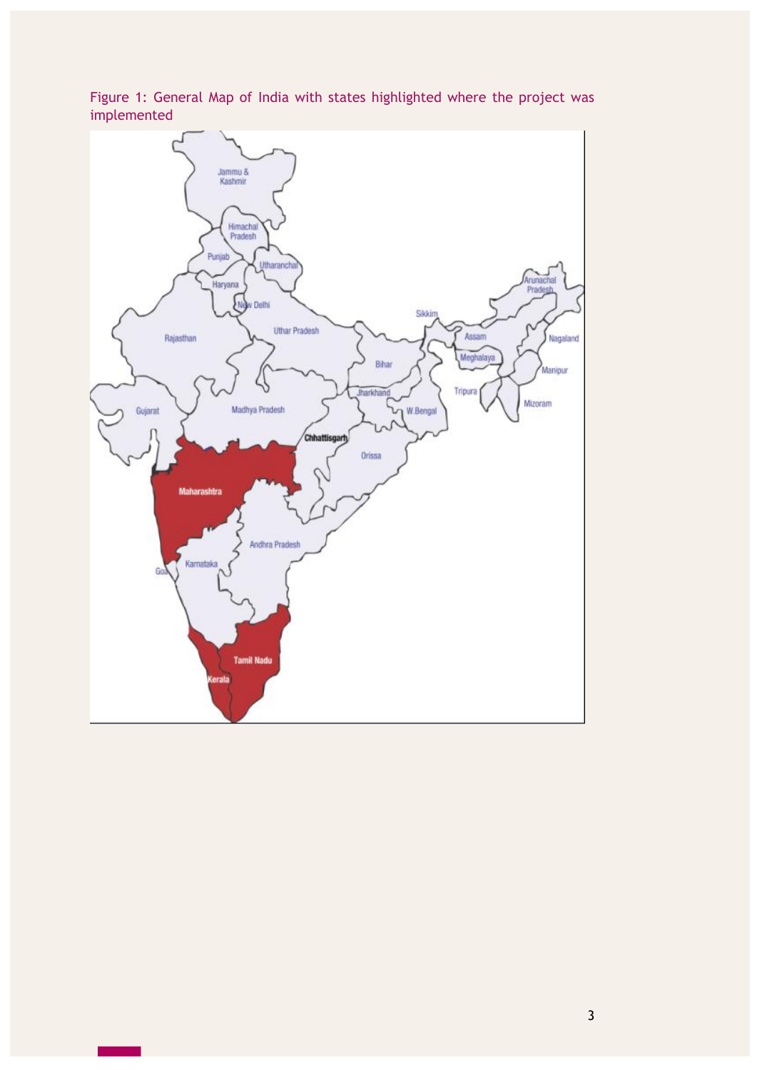Figure 1: General Map of India with states highlighted where the project was implemented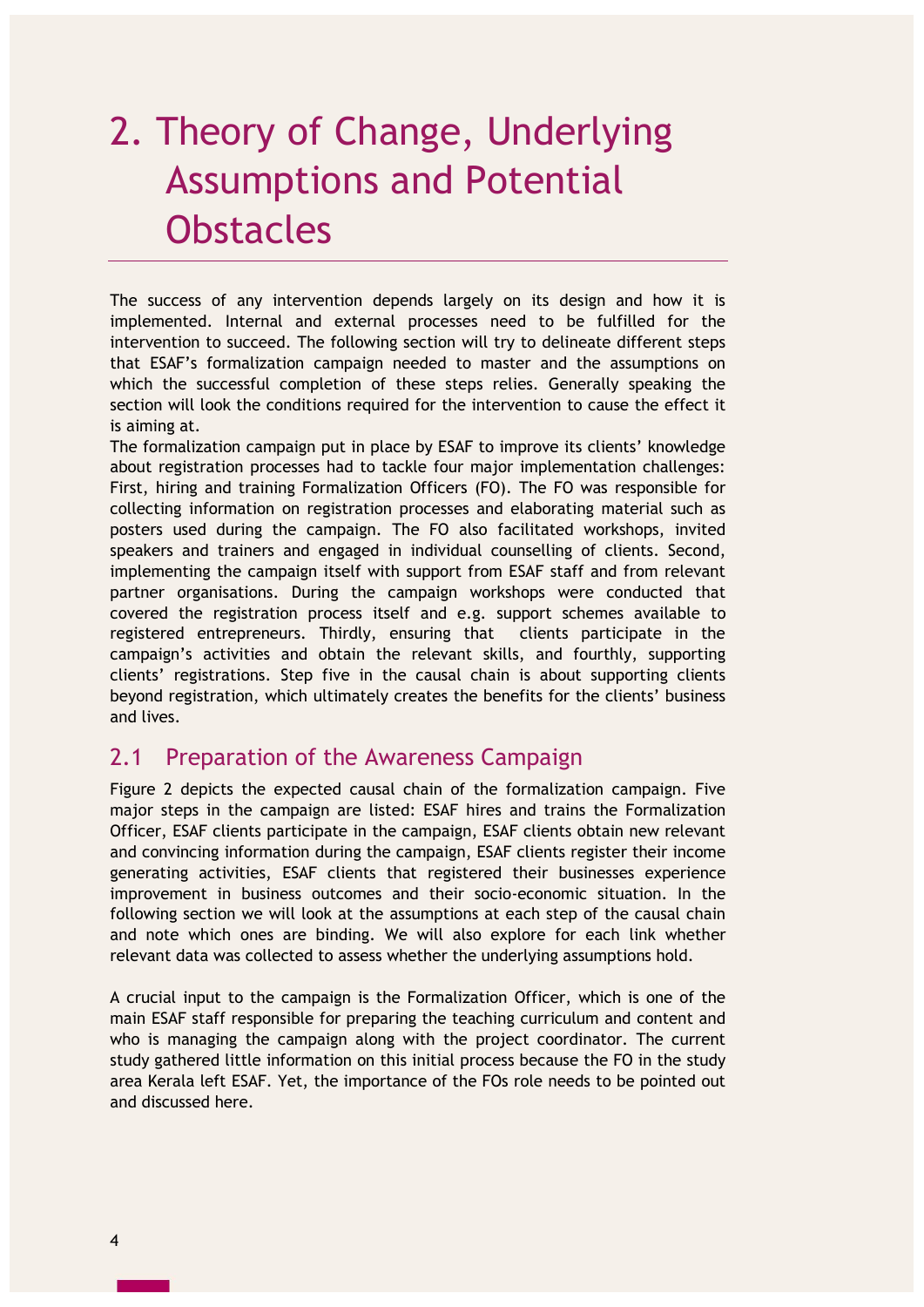# 2. Theory of Change, Underlying Assumptions and Potential Obstacles

The success of any intervention depends largely on its design and how it is implemented. Internal and external processes need to be fulfilled for the intervention to succeed. The following section will try to delineate different steps that ESAF's formalization campaign needed to master and the assumptions on which the successful completion of these steps relies. Generally speaking the section will look the conditions required for the intervention to cause the effect it is aiming at.

The formalization campaign put in place by ESAF to improve its clients' knowledge about registration processes had to tackle four major implementation challenges: First, hiring and training Formalization Officers (FO). The FO was responsible for collecting information on registration processes and elaborating material such as posters used during the campaign. The FO also facilitated workshops, invited speakers and trainers and engaged in individual counselling of clients. Second, implementing the campaign itself with support from ESAF staff and from relevant partner organisations. During the campaign workshops were conducted that covered the registration process itself and e.g. support schemes available to registered entrepreneurs. Thirdly, ensuring that clients participate in the campaign's activities and obtain the relevant skills, and fourthly, supporting clients' registrations. Step five in the causal chain is about supporting clients beyond registration, which ultimately creates the benefits for the clients' business and lives.

## 2.1 Preparation of the Awareness Campaign

Figure 2 depicts the expected causal chain of the formalization campaign. Five major steps in the campaign are listed: ESAF hires and trains the Formalization Officer, ESAF clients participate in the campaign, ESAF clients obtain new relevant and convincing information during the campaign, ESAF clients register their income generating activities, ESAF clients that registered their businesses experience improvement in business outcomes and their socio-economic situation. In the following section we will look at the assumptions at each step of the causal chain and note which ones are binding. We will also explore for each link whether relevant data was collected to assess whether the underlying assumptions hold.

A crucial input to the campaign is the Formalization Officer, which is one of the main ESAF staff responsible for preparing the teaching curriculum and content and who is managing the campaign along with the project coordinator. The current study gathered little information on this initial process because the FO in the study area Kerala left ESAF. Yet, the importance of the FOs role needs to be pointed out and discussed here.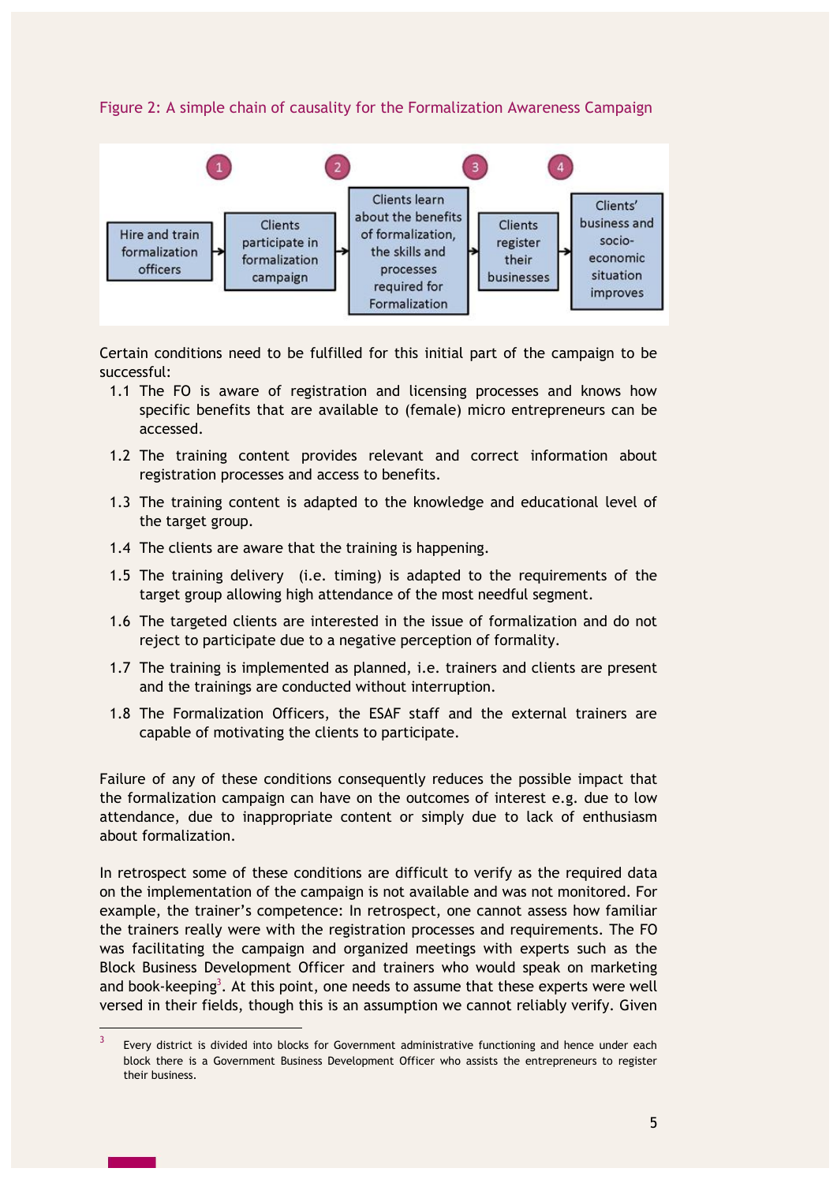Figure 2: A simple chain of causality for the Formalization Awareness Campaign

Hire and train formalization officers → (1) Clients participate in formalization campaign → (2) Clients learn about the benefits of formalization, the skills and processes required for Formalization → (3) Clients register their businesses → (4) Clients' business and socio-economic situation improves

Certain conditions need to be fulfilled for this initial part of the campaign to be successful:

1.1 The FO is aware of registration and licensing processes and knows how specific benefits that are available to (female) micro entrepreneurs can be accessed.

1.2 The training content provides relevant and correct information about registration processes and access to benefits.

1.3 The training content is adapted to the knowledge and educational level of the target group.

1.4 The clients are aware that the training is happening.

1.5 The training delivery (i.e. timing) is adapted to the requirements of the target group allowing high attendance of the most needful segment.

1.6 The targeted clients are interested in the issue of formalization and do not reject to participate due to a negative perception of formality.

1.7 The training is implemented as planned, i.e. trainers and clients are present and the trainings are conducted without interruption.

1.8 The Formalization Officers, the ESAF staff and the external trainers are capable of motivating the clients to participate.

Failure of any of these conditions consequently reduces the possible impact that the formalization campaign can have on the outcomes of interest e.g. due to low attendance, due to inappropriate content or simply due to lack of enthusiasm about formalization.

In retrospect some of these conditions are difficult to verify as the required data on the implementation of the campaign is not available and was not monitored. For example, the trainer's competence: In retrospect, one cannot assess how familiar the trainers really were with the registration processes and requirements. The FO was facilitating the campaign and organized meetings with experts such as the Block Business Development Officer and trainers who would speak on marketing and book-keeping[3]. At this point, one needs to assume that these experts were well versed in their fields, though this is an assumption we cannot reliably verify. Given

[3] Every district is divided into blocks for Government administrative functioning and hence under each block there is a Government Business Development Officer who assists the entrepreneurs to register their business.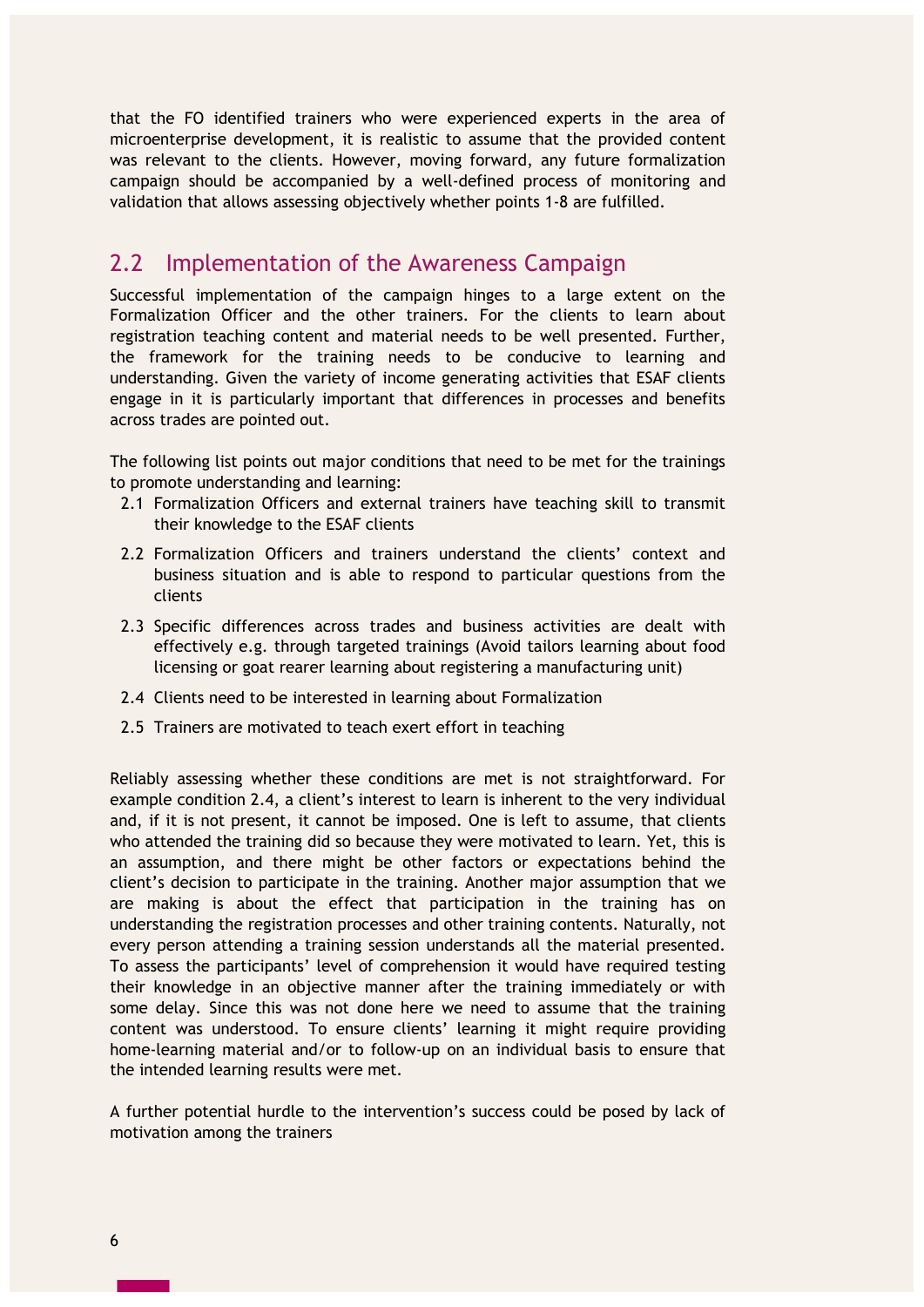that the FO identified trainers who were experienced experts in the area of microenterprise development, it is realistic to assume that the provided content was relevant to the clients. However, moving forward, any future formalization campaign should be accompanied by a well-defined process of monitoring and validation that allows assessing objectively whether points 1-8 are fulfilled.

## 2.2 Implementation of the Awareness Campaign

Successful implementation of the campaign hinges to a large extent on the Formalization Officer and the other trainers. For the clients to learn about registration teaching content and material needs to be well presented. Further, the framework for the training needs to be conducive to learning and understanding. Given the variety of income generating activities that ESAF clients engage in it is particularly important that differences in processes and benefits across trades are pointed out.

The following list points out major conditions that need to be met for the trainings to promote understanding and learning:

2.1 Formalization Officers and external trainers have teaching skill to transmit their knowledge to the ESAF clients

2.2 Formalization Officers and trainers understand the clients' context and business situation and is able to respond to particular questions from the clients

2.3 Specific differences across trades and business activities are dealt with effectively e.g. through targeted trainings (Avoid tailors learning about food licensing or goat rearer learning about registering a manufacturing unit)

2.4 Clients need to be interested in learning about Formalization

2.5 Trainers are motivated to teach exert effort in teaching

Reliably assessing whether these conditions are met is not straightforward. For example condition 2.4, a client's interest to learn is inherent to the very individual and, if it is not present, it cannot be imposed. One is left to assume, that clients who attended the training did so because they were motivated to learn. Yet, this is an assumption, and there might be other factors or expectations behind the client's decision to participate in the training. Another major assumption that we are making is about the effect that participation in the training has on understanding the registration processes and other training contents. Naturally, not every person attending a training session understands all the material presented. To assess the participants' level of comprehension it would have required testing their knowledge in an objective manner after the training immediately or with some delay. Since this was not done here we need to assume that the training content was understood. To ensure clients' learning it might require providing home-learning material and/or to follow-up on an individual basis to ensure that the intended learning results were met.

A further potential hurdle to the intervention's success could be posed by lack of motivation among the trainers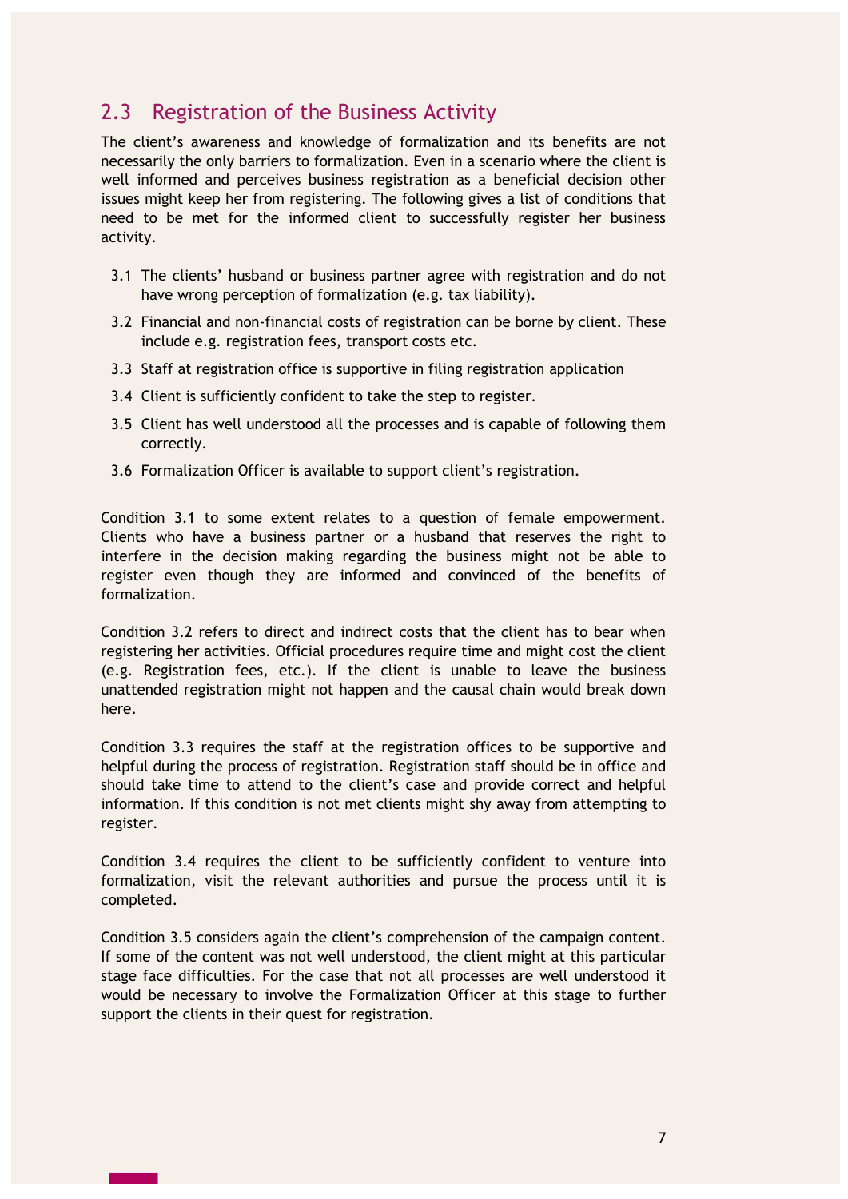## 2.3 Registration of the Business Activity

The client's awareness and knowledge of formalization and its benefits are not necessarily the only barriers to formalization. Even in a scenario where the client is well informed and perceives business registration as a beneficial decision other issues might keep her from registering. The following gives a list of conditions that need to be met for the informed client to successfully register her business activity.

3.1 The clients' husband or business partner agree with registration and do not have wrong perception of formalization (e.g. tax liability).

3.2 Financial and non-financial costs of registration can be borne by client. These include e.g. registration fees, transport costs etc.

3.3 Staff at registration office is supportive in filing registration application

3.4 Client is sufficiently confident to take the step to register.

3.5 Client has well understood all the processes and is capable of following them correctly.

3.6 Formalization Officer is available to support client's registration.

Condition 3.1 to some extent relates to a question of female empowerment. Clients who have a business partner or a husband that reserves the right to interfere in the decision making regarding the business might not be able to register even though they are informed and convinced of the benefits of formalization.

Condition 3.2 refers to direct and indirect costs that the client has to bear when registering her activities. Official procedures require time and might cost the client (e.g. Registration fees, etc.). If the client is unable to leave the business unattended registration might not happen and the causal chain would break down here.

Condition 3.3 requires the staff at the registration offices to be supportive and helpful during the process of registration. Registration staff should be in office and should take time to attend to the client's case and provide correct and helpful information. If this condition is not met clients might shy away from attempting to register.

Condition 3.4 requires the client to be sufficiently confident to venture into formalization, visit the relevant authorities and pursue the process until it is completed.

Condition 3.5 considers again the client's comprehension of the campaign content. If some of the content was not well understood, the client might at this particular stage face difficulties. For the case that not all processes are well understood it would be necessary to involve the Formalization Officer at this stage to further support the clients in their quest for registration.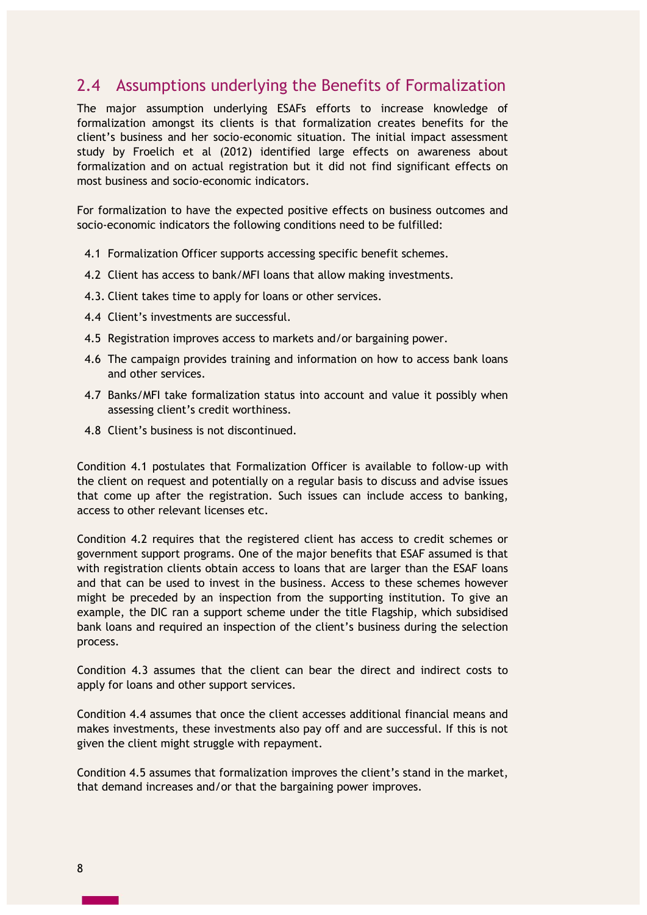## 2.4 Assumptions underlying the Benefits of Formalization

The major assumption underlying ESAFs efforts to increase knowledge of formalization amongst its clients is that formalization creates benefits for the client's business and her socio-economic situation. The initial impact assessment study by Froelich et al (2012) identified large effects on awareness about formalization and on actual registration but it did not find significant effects on most business and socio-economic indicators.

For formalization to have the expected positive effects on business outcomes and socio-economic indicators the following conditions need to be fulfilled:

- 4.1 Formalization Officer supports accessing specific benefit schemes.
- 4.2 Client has access to bank/MFI loans that allow making investments.
- 4.3. Client takes time to apply for loans or other services.
- 4.4 Client's investments are successful.
- 4.5 Registration improves access to markets and/or bargaining power.
- 4.6 The campaign provides training and information on how to access bank loans and other services.
- 4.7 Banks/MFI take formalization status into account and value it possibly when assessing client's credit worthiness.
- 4.8 Client's business is not discontinued.

Condition 4.1 postulates that Formalization Officer is available to follow-up with the client on request and potentially on a regular basis to discuss and advise issues that come up after the registration. Such issues can include access to banking, access to other relevant licenses etc.

Condition 4.2 requires that the registered client has access to credit schemes or government support programs. One of the major benefits that ESAF assumed is that with registration clients obtain access to loans that are larger than the ESAF loans and that can be used to invest in the business. Access to these schemes however might be preceded by an inspection from the supporting institution. To give an example, the DIC ran a support scheme under the title Flagship, which subsidised bank loans and required an inspection of the client's business during the selection process.

Condition 4.3 assumes that the client can bear the direct and indirect costs to apply for loans and other support services.

Condition 4.4 assumes that once the client accesses additional financial means and makes investments, these investments also pay off and are successful. If this is not given the client might struggle with repayment.

Condition 4.5 assumes that formalization improves the client's stand in the market, that demand increases and/or that the bargaining power improves.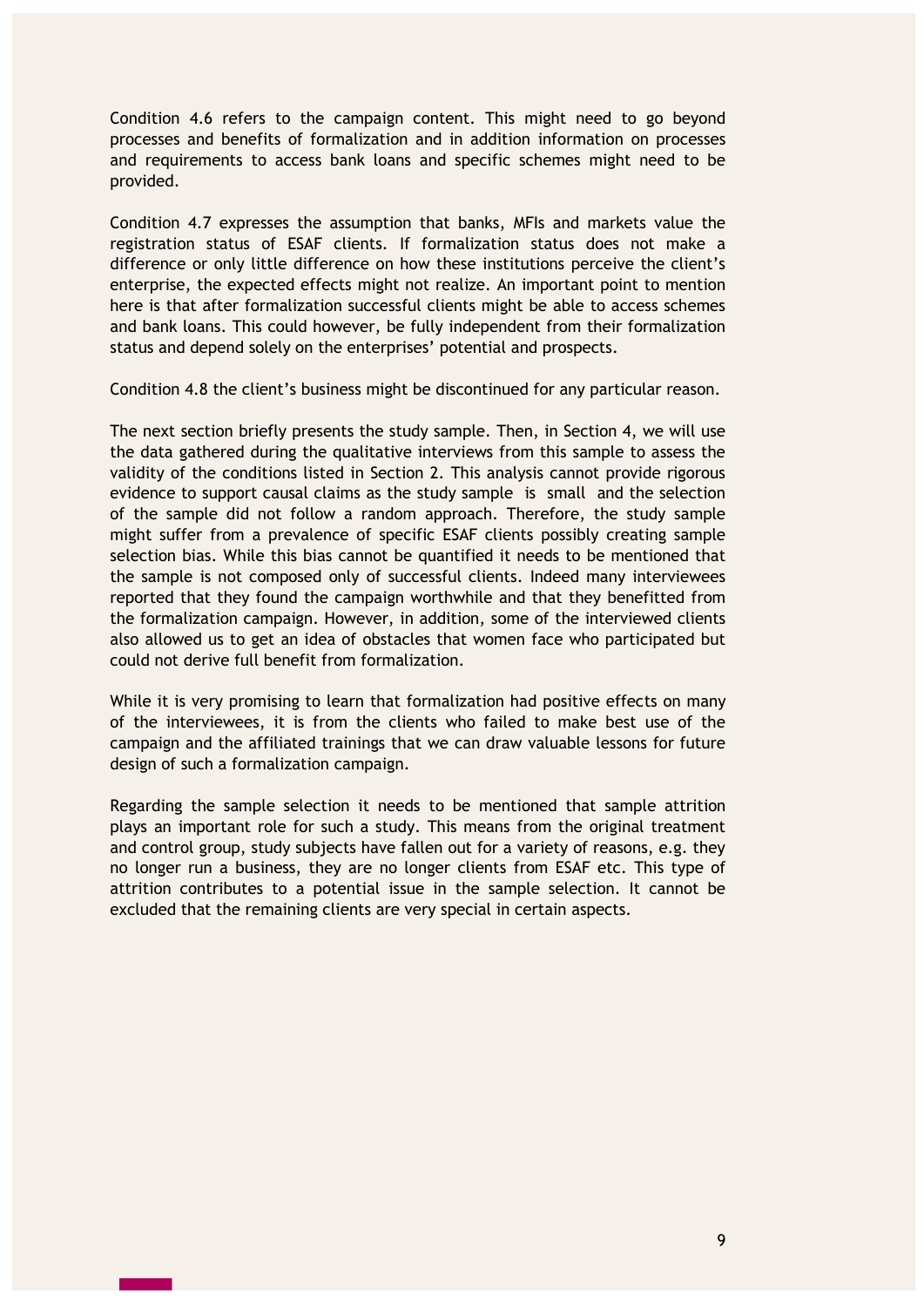Condition 4.6 refers to the campaign content. This might need to go beyond processes and benefits of formalization and in addition information on processes and requirements to access bank loans and specific schemes might need to be provided.

Condition 4.7 expresses the assumption that banks, MFIs and markets value the registration status of ESAF clients. If formalization status does not make a difference or only little difference on how these institutions perceive the client's enterprise, the expected effects might not realize. An important point to mention here is that after formalization successful clients might be able to access schemes and bank loans. This could however, be fully independent from their formalization status and depend solely on the enterprises' potential and prospects.

Condition 4.8 the client's business might be discontinued for any particular reason.

The next section briefly presents the study sample. Then, in Section 4, we will use the data gathered during the qualitative interviews from this sample to assess the validity of the conditions listed in Section 2. This analysis cannot provide rigorous evidence to support causal claims as the study sample is small and the selection of the sample did not follow a random approach. Therefore, the study sample might suffer from a prevalence of specific ESAF clients possibly creating sample selection bias. While this bias cannot be quantified it needs to be mentioned that the sample is not composed only of successful clients. Indeed many interviewees reported that they found the campaign worthwhile and that they benefitted from the formalization campaign. However, in addition, some of the interviewed clients also allowed us to get an idea of obstacles that women face who participated but could not derive full benefit from formalization.

While it is very promising to learn that formalization had positive effects on many of the interviewees, it is from the clients who failed to make best use of the campaign and the affiliated trainings that we can draw valuable lessons for future design of such a formalization campaign.

Regarding the sample selection it needs to be mentioned that sample attrition plays an important role for such a study. This means from the original treatment and control group, study subjects have fallen out for a variety of reasons, e.g. they no longer run a business, they are no longer clients from ESAF etc. This type of attrition contributes to a potential issue in the sample selection. It cannot be excluded that the remaining clients are very special in certain aspects.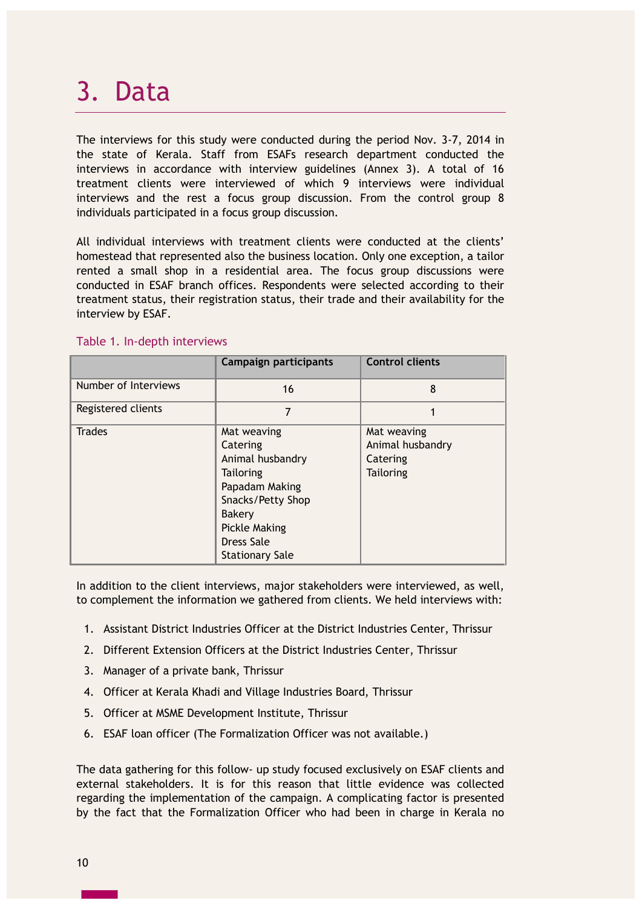# 3. Data

The interviews for this study were conducted during the period Nov. 3-7, 2014 in the state of Kerala. Staff from ESAFs research department conducted the interviews in accordance with interview guidelines (Annex 3). A total of 16 treatment clients were interviewed of which 9 interviews were individual interviews and the rest a focus group discussion. From the control group 8 individuals participated in a focus group discussion.

All individual interviews with treatment clients were conducted at the clients' homestead that represented also the business location. Only one exception, a tailor rented a small shop in a residential area. The focus group discussions were conducted in ESAF branch offices. Respondents were selected according to their treatment status, their registration status, their trade and their availability for the interview by ESAF.

Table 1. In-depth interviews

| | Campaign participants | Control clients |
|---|---|---|
| Number of Interviews | 16 | 8 |
| Registered clients | 7 | 1 |
| Trades | Mat weaving<br>Catering<br>Animal husbandry<br>Tailoring<br>Papadam Making<br>Snacks/Petty Shop<br>Bakery<br>Pickle Making<br>Dress Sale<br>Stationary Sale | Mat weaving<br>Animal husbandry<br>Catering<br>Tailoring |

In addition to the client interviews, major stakeholders were interviewed, as well, to complement the information we gathered from clients. We held interviews with:

1. Assistant District Industries Officer at the District Industries Center, Thrissur
2. Different Extension Officers at the District Industries Center, Thrissur
3. Manager of a private bank, Thrissur
4. Officer at Kerala Khadi and Village Industries Board, Thrissur
5. Officer at MSME Development Institute, Thrissur
6. ESAF loan officer (The Formalization Officer was not available.)

The data gathering for this follow- up study focused exclusively on ESAF clients and external stakeholders. It is for this reason that little evidence was collected regarding the implementation of the campaign. A complicating factor is presented by the fact that the Formalization Officer who had been in charge in Kerala no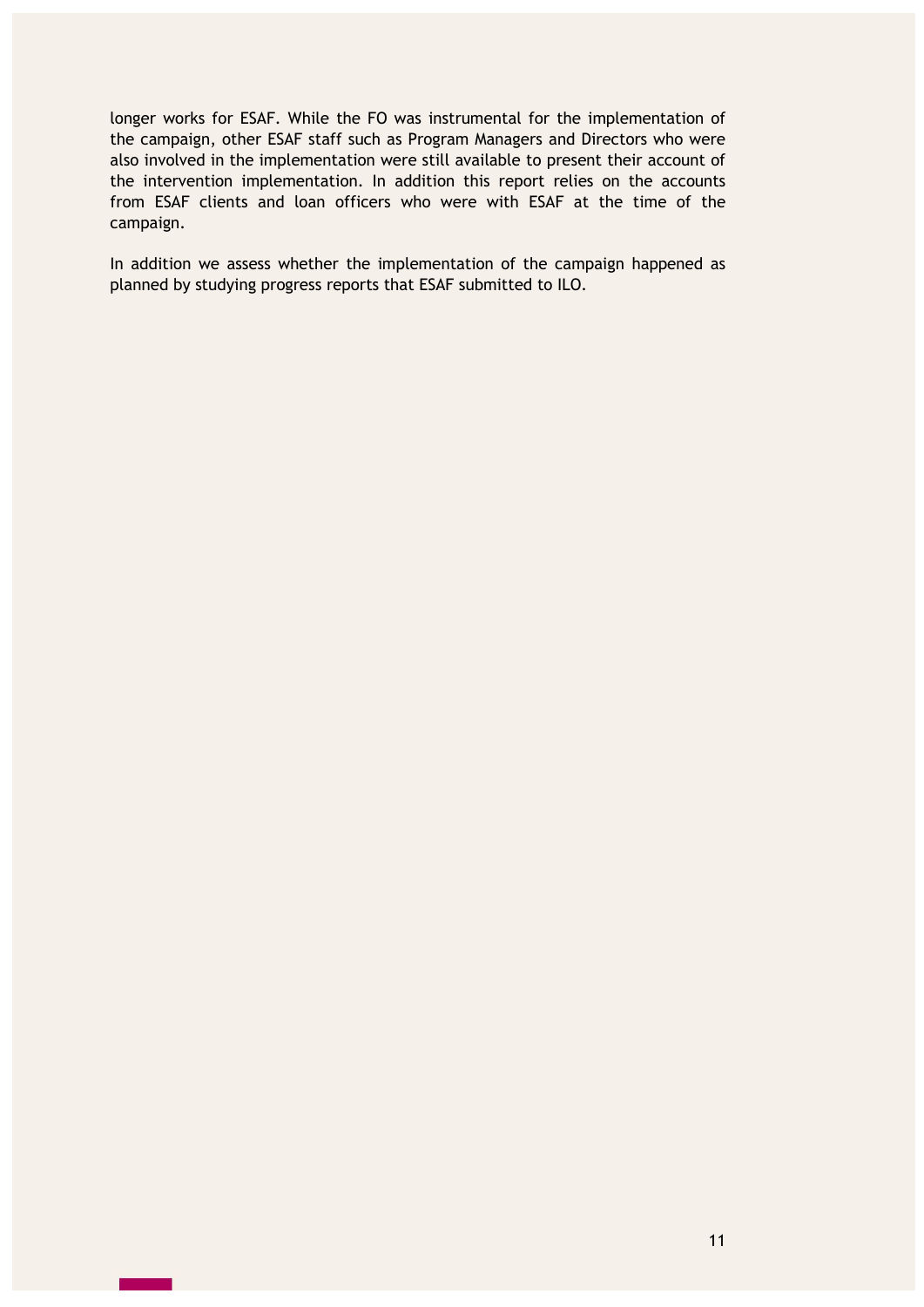longer works for ESAF. While the FO was instrumental for the implementation of the campaign, other ESAF staff such as Program Managers and Directors who were also involved in the implementation were still available to present their account of the intervention implementation. In addition this report relies on the accounts from ESAF clients and loan officers who were with ESAF at the time of the campaign.

In addition we assess whether the implementation of the campaign happened as planned by studying progress reports that ESAF submitted to ILO.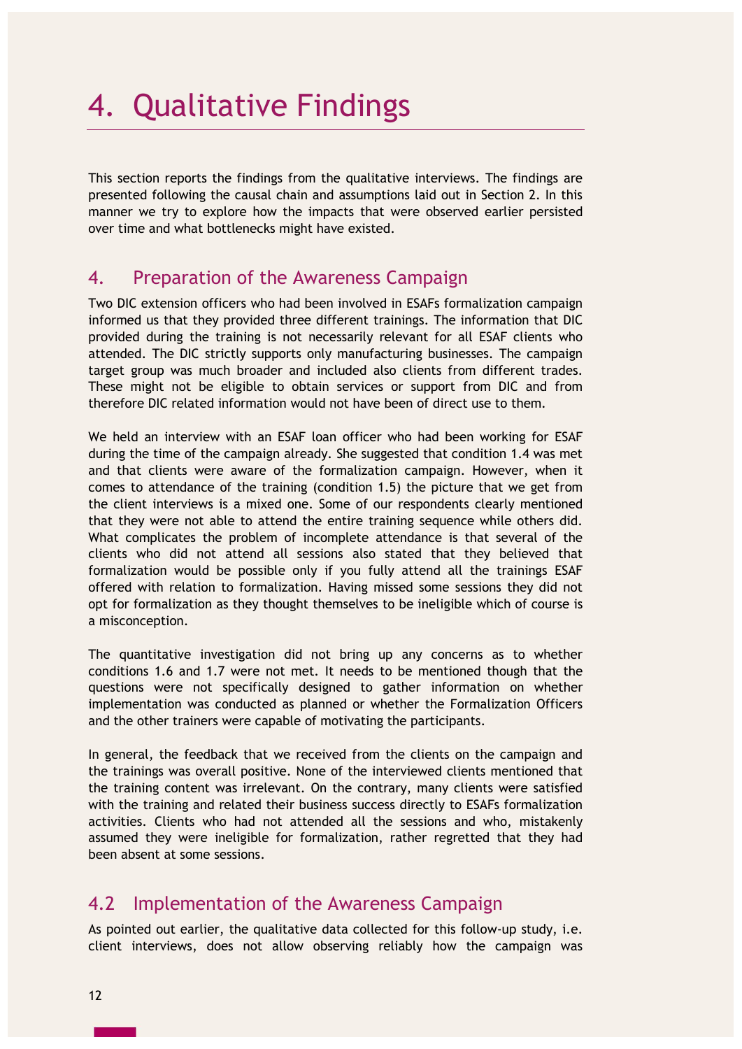# 4. Qualitative Findings

This section reports the findings from the qualitative interviews. The findings are presented following the causal chain and assumptions laid out in Section 2. In this manner we try to explore how the impacts that were observed earlier persisted over time and what bottlenecks might have existed.

## 4. Preparation of the Awareness Campaign

Two DIC extension officers who had been involved in ESAFs formalization campaign informed us that they provided three different trainings. The information that DIC provided during the training is not necessarily relevant for all ESAF clients who attended. The DIC strictly supports only manufacturing businesses. The campaign target group was much broader and included also clients from different trades. These might not be eligible to obtain services or support from DIC and from therefore DIC related information would not have been of direct use to them.

We held an interview with an ESAF loan officer who had been working for ESAF during the time of the campaign already. She suggested that condition 1.4 was met and that clients were aware of the formalization campaign. However, when it comes to attendance of the training (condition 1.5) the picture that we get from the client interviews is a mixed one. Some of our respondents clearly mentioned that they were not able to attend the entire training sequence while others did. What complicates the problem of incomplete attendance is that several of the clients who did not attend all sessions also stated that they believed that formalization would be possible only if you fully attend all the trainings ESAF offered with relation to formalization. Having missed some sessions they did not opt for formalization as they thought themselves to be ineligible which of course is a misconception.

The quantitative investigation did not bring up any concerns as to whether conditions 1.6 and 1.7 were not met. It needs to be mentioned though that the questions were not specifically designed to gather information on whether implementation was conducted as planned or whether the Formalization Officers and the other trainers were capable of motivating the participants.

In general, the feedback that we received from the clients on the campaign and the trainings was overall positive. None of the interviewed clients mentioned that the training content was irrelevant. On the contrary, many clients were satisfied with the training and related their business success directly to ESAFs formalization activities. Clients who had not attended all the sessions and who, mistakenly assumed they were ineligible for formalization, rather regretted that they had been absent at some sessions.

## 4.2 Implementation of the Awareness Campaign

As pointed out earlier, the qualitative data collected for this follow-up study, i.e. client interviews, does not allow observing reliably how the campaign was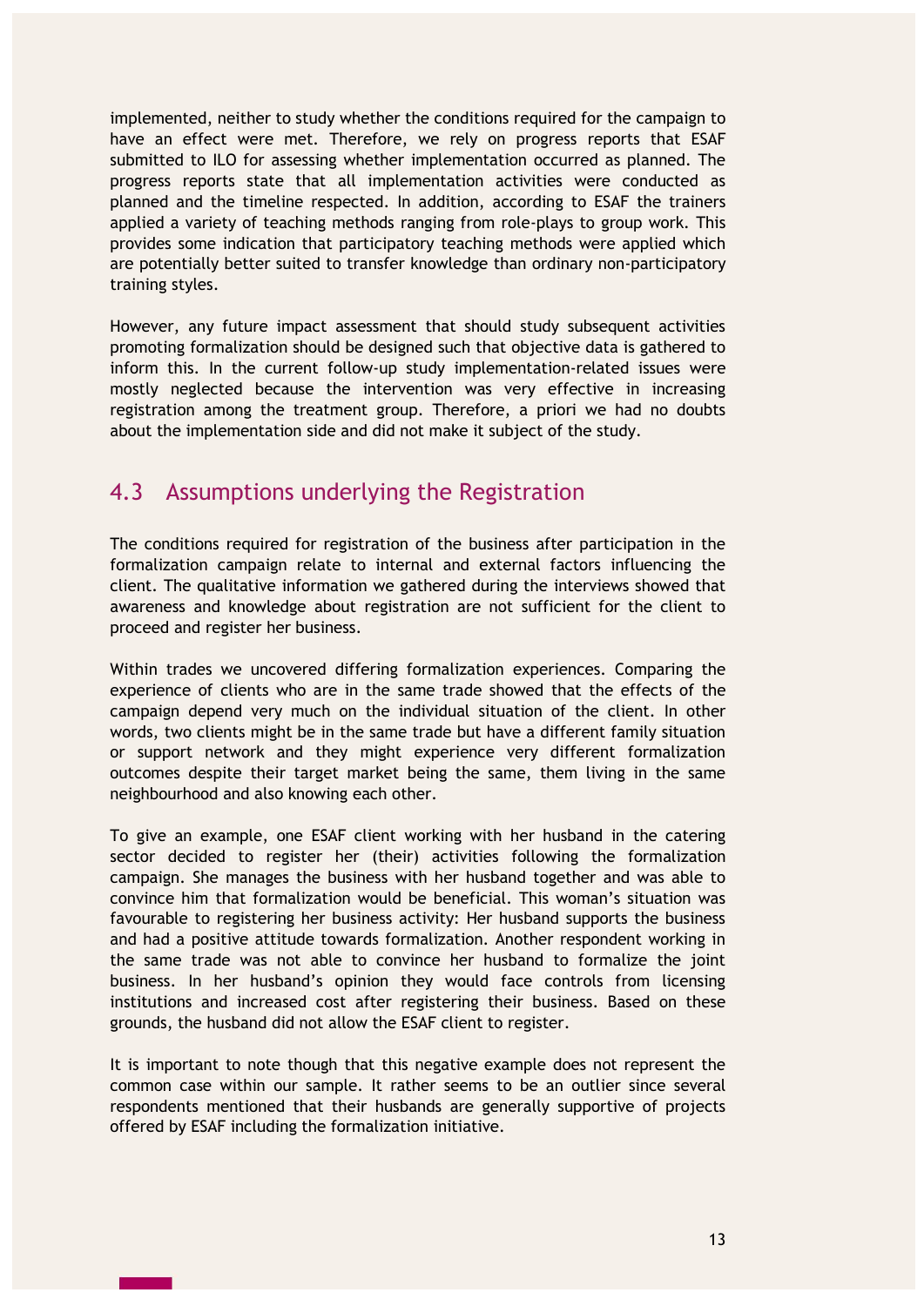implemented, neither to study whether the conditions required for the campaign to have an effect were met. Therefore, we rely on progress reports that ESAF submitted to ILO for assessing whether implementation occurred as planned. The progress reports state that all implementation activities were conducted as planned and the timeline respected. In addition, according to ESAF the trainers applied a variety of teaching methods ranging from role-plays to group work. This provides some indication that participatory teaching methods were applied which are potentially better suited to transfer knowledge than ordinary non-participatory training styles.

However, any future impact assessment that should study subsequent activities promoting formalization should be designed such that objective data is gathered to inform this. In the current follow-up study implementation-related issues were mostly neglected because the intervention was very effective in increasing registration among the treatment group. Therefore, a priori we had no doubts about the implementation side and did not make it subject of the study.

## 4.3 Assumptions underlying the Registration

The conditions required for registration of the business after participation in the formalization campaign relate to internal and external factors influencing the client. The qualitative information we gathered during the interviews showed that awareness and knowledge about registration are not sufficient for the client to proceed and register her business.

Within trades we uncovered differing formalization experiences. Comparing the experience of clients who are in the same trade showed that the effects of the campaign depend very much on the individual situation of the client. In other words, two clients might be in the same trade but have a different family situation or support network and they might experience very different formalization outcomes despite their target market being the same, them living in the same neighbourhood and also knowing each other.

To give an example, one ESAF client working with her husband in the catering sector decided to register her (their) activities following the formalization campaign. She manages the business with her husband together and was able to convince him that formalization would be beneficial. This woman's situation was favourable to registering her business activity: Her husband supports the business and had a positive attitude towards formalization. Another respondent working in the same trade was not able to convince her husband to formalize the joint business. In her husband's opinion they would face controls from licensing institutions and increased cost after registering their business. Based on these grounds, the husband did not allow the ESAF client to register.

It is important to note though that this negative example does not represent the common case within our sample. It rather seems to be an outlier since several respondents mentioned that their husbands are generally supportive of projects offered by ESAF including the formalization initiative.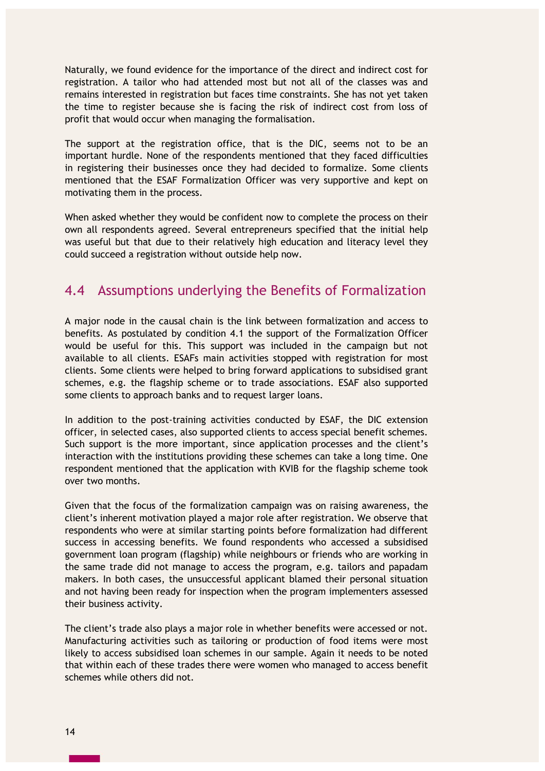Naturally, we found evidence for the importance of the direct and indirect cost for registration. A tailor who had attended most but not all of the classes was and remains interested in registration but faces time constraints. She has not yet taken the time to register because she is facing the risk of indirect cost from loss of profit that would occur when managing the formalisation.

The support at the registration office, that is the DIC, seems not to be an important hurdle. None of the respondents mentioned that they faced difficulties in registering their businesses once they had decided to formalize. Some clients mentioned that the ESAF Formalization Officer was very supportive and kept on motivating them in the process.

When asked whether they would be confident now to complete the process on their own all respondents agreed. Several entrepreneurs specified that the initial help was useful but that due to their relatively high education and literacy level they could succeed a registration without outside help now.

## 4.4 Assumptions underlying the Benefits of Formalization

A major node in the causal chain is the link between formalization and access to benefits. As postulated by condition 4.1 the support of the Formalization Officer would be useful for this. This support was included in the campaign but not available to all clients. ESAFs main activities stopped with registration for most clients. Some clients were helped to bring forward applications to subsidised grant schemes, e.g. the flagship scheme or to trade associations. ESAF also supported some clients to approach banks and to request larger loans.

In addition to the post-training activities conducted by ESAF, the DIC extension officer, in selected cases, also supported clients to access special benefit schemes. Such support is the more important, since application processes and the client's interaction with the institutions providing these schemes can take a long time. One respondent mentioned that the application with KVIB for the flagship scheme took over two months.

Given that the focus of the formalization campaign was on raising awareness, the client's inherent motivation played a major role after registration. We observe that respondents who were at similar starting points before formalization had different success in accessing benefits. We found respondents who accessed a subsidised government loan program (flagship) while neighbours or friends who are working in the same trade did not manage to access the program, e.g. tailors and papadam makers. In both cases, the unsuccessful applicant blamed their personal situation and not having been ready for inspection when the program implementers assessed their business activity.

The client's trade also plays a major role in whether benefits were accessed or not. Manufacturing activities such as tailoring or production of food items were most likely to access subsidised loan schemes in our sample. Again it needs to be noted that within each of these trades there were women who managed to access benefit schemes while others did not.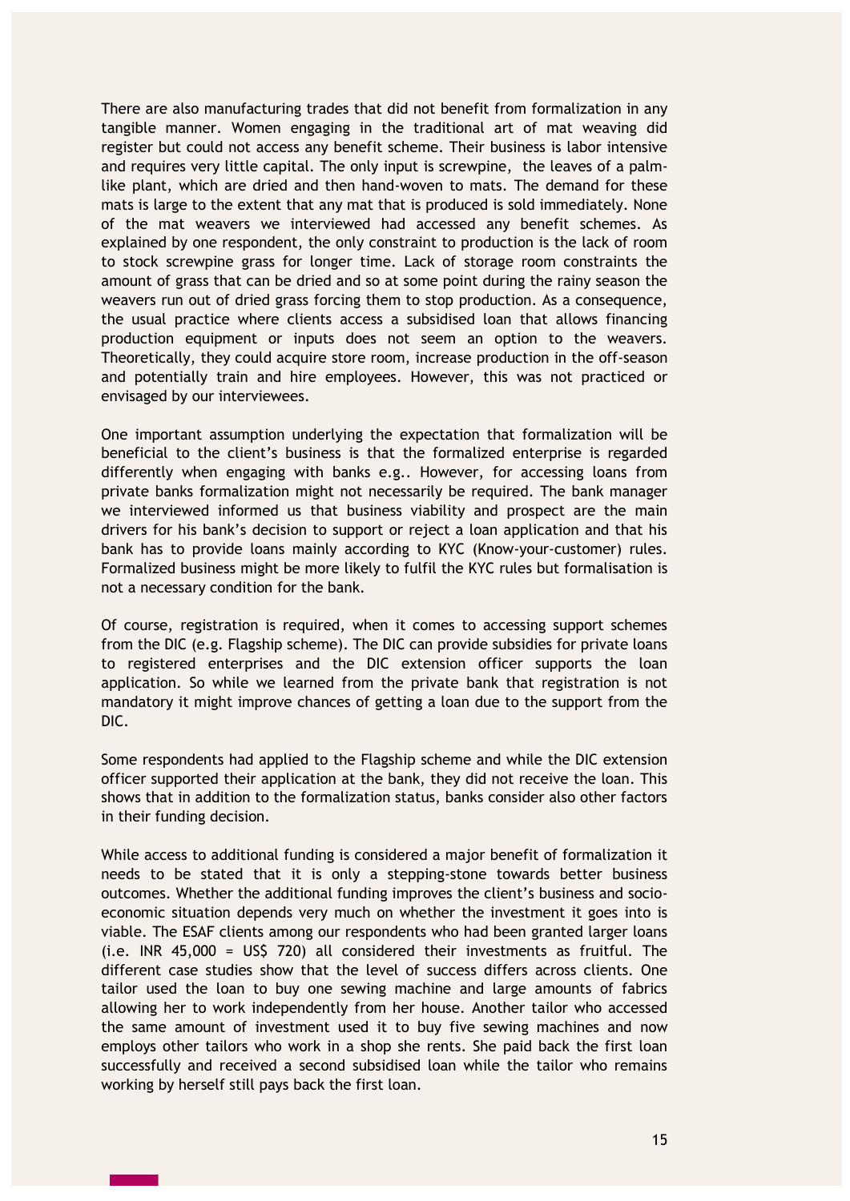There are also manufacturing trades that did not benefit from formalization in any tangible manner. Women engaging in the traditional art of mat weaving did register but could not access any benefit scheme. Their business is labor intensive and requires very little capital. The only input is screwpine, the leaves of a palm-like plant, which are dried and then hand-woven to mats. The demand for these mats is large to the extent that any mat that is produced is sold immediately. None of the mat weavers we interviewed had accessed any benefit schemes. As explained by one respondent, the only constraint to production is the lack of room to stock screwpine grass for longer time. Lack of storage room constraints the amount of grass that can be dried and so at some point during the rainy season the weavers run out of dried grass forcing them to stop production. As a consequence, the usual practice where clients access a subsidised loan that allows financing production equipment or inputs does not seem an option to the weavers. Theoretically, they could acquire store room, increase production in the off-season and potentially train and hire employees. However, this was not practiced or envisaged by our interviewees.

One important assumption underlying the expectation that formalization will be beneficial to the client's business is that the formalized enterprise is regarded differently when engaging with banks e.g.. However, for accessing loans from private banks formalization might not necessarily be required. The bank manager we interviewed informed us that business viability and prospect are the main drivers for his bank's decision to support or reject a loan application and that his bank has to provide loans mainly according to KYC (Know-your-customer) rules. Formalized business might be more likely to fulfil the KYC rules but formalisation is not a necessary condition for the bank.

Of course, registration is required, when it comes to accessing support schemes from the DIC (e.g. Flagship scheme). The DIC can provide subsidies for private loans to registered enterprises and the DIC extension officer supports the loan application. So while we learned from the private bank that registration is not mandatory it might improve chances of getting a loan due to the support from the DIC.

Some respondents had applied to the Flagship scheme and while the DIC extension officer supported their application at the bank, they did not receive the loan. This shows that in addition to the formalization status, banks consider also other factors in their funding decision.

While access to additional funding is considered a major benefit of formalization it needs to be stated that it is only a stepping-stone towards better business outcomes. Whether the additional funding improves the client's business and socio-economic situation depends very much on whether the investment it goes into is viable. The ESAF clients among our respondents who had been granted larger loans (i.e. INR 45,000 = US$ 720) all considered their investments as fruitful. The different case studies show that the level of success differs across clients. One tailor used the loan to buy one sewing machine and large amounts of fabrics allowing her to work independently from her house. Another tailor who accessed the same amount of investment used it to buy five sewing machines and now employs other tailors who work in a shop she rents. She paid back the first loan successfully and received a second subsidised loan while the tailor who remains working by herself still pays back the first loan.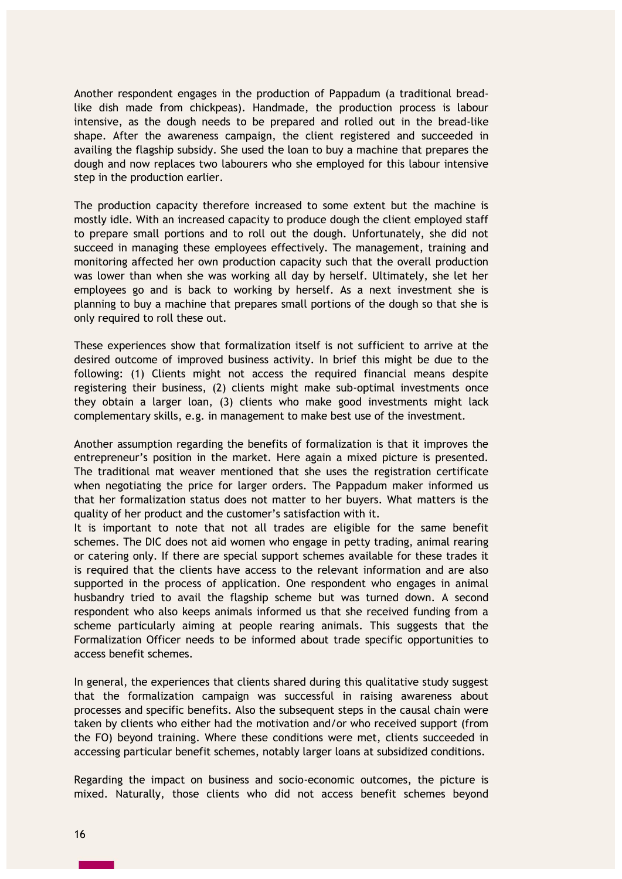Another respondent engages in the production of Pappadum (a traditional bread-like dish made from chickpeas). Handmade, the production process is labour intensive, as the dough needs to be prepared and rolled out in the bread-like shape. After the awareness campaign, the client registered and succeeded in availing the flagship subsidy. She used the loan to buy a machine that prepares the dough and now replaces two labourers who she employed for this labour intensive step in the production earlier.

The production capacity therefore increased to some extent but the machine is mostly idle. With an increased capacity to produce dough the client employed staff to prepare small portions and to roll out the dough. Unfortunately, she did not succeed in managing these employees effectively. The management, training and monitoring affected her own production capacity such that the overall production was lower than when she was working all day by herself. Ultimately, she let her employees go and is back to working by herself. As a next investment she is planning to buy a machine that prepares small portions of the dough so that she is only required to roll these out.

These experiences show that formalization itself is not sufficient to arrive at the desired outcome of improved business activity. In brief this might be due to the following: (1) Clients might not access the required financial means despite registering their business, (2) clients might make sub-optimal investments once they obtain a larger loan, (3) clients who make good investments might lack complementary skills, e.g. in management to make best use of the investment.

Another assumption regarding the benefits of formalization is that it improves the entrepreneur's position in the market. Here again a mixed picture is presented. The traditional mat weaver mentioned that she uses the registration certificate when negotiating the price for larger orders. The Pappadum maker informed us that her formalization status does not matter to her buyers. What matters is the quality of her product and the customer's satisfaction with it.

It is important to note that not all trades are eligible for the same benefit schemes. The DIC does not aid women who engage in petty trading, animal rearing or catering only. If there are special support schemes available for these trades it is required that the clients have access to the relevant information and are also supported in the process of application. One respondent who engages in animal husbandry tried to avail the flagship scheme but was turned down. A second respondent who also keeps animals informed us that she received funding from a scheme particularly aiming at people rearing animals. This suggests that the Formalization Officer needs to be informed about trade specific opportunities to access benefit schemes.

In general, the experiences that clients shared during this qualitative study suggest that the formalization campaign was successful in raising awareness about processes and specific benefits. Also the subsequent steps in the causal chain were taken by clients who either had the motivation and/or who received support (from the FO) beyond training. Where these conditions were met, clients succeeded in accessing particular benefit schemes, notably larger loans at subsidized conditions.

Regarding the impact on business and socio-economic outcomes, the picture is mixed. Naturally, those clients who did not access benefit schemes beyond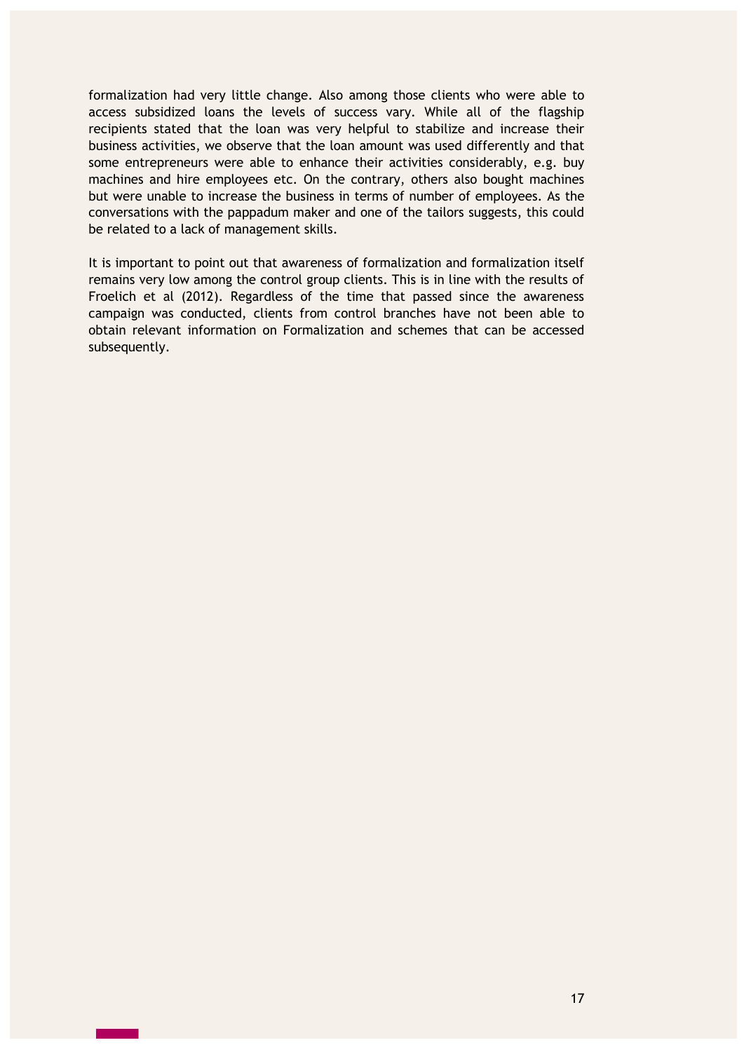formalization had very little change. Also among those clients who were able to access subsidized loans the levels of success vary. While all of the flagship recipients stated that the loan was very helpful to stabilize and increase their business activities, we observe that the loan amount was used differently and that some entrepreneurs were able to enhance their activities considerably, e.g. buy machines and hire employees etc. On the contrary, others also bought machines but were unable to increase the business in terms of number of employees. As the conversations with the pappadum maker and one of the tailors suggests, this could be related to a lack of management skills.

It is important to point out that awareness of formalization and formalization itself remains very low among the control group clients. This is in line with the results of Froelich et al (2012). Regardless of the time that passed since the awareness campaign was conducted, clients from control branches have not been able to obtain relevant information on Formalization and schemes that can be accessed subsequently.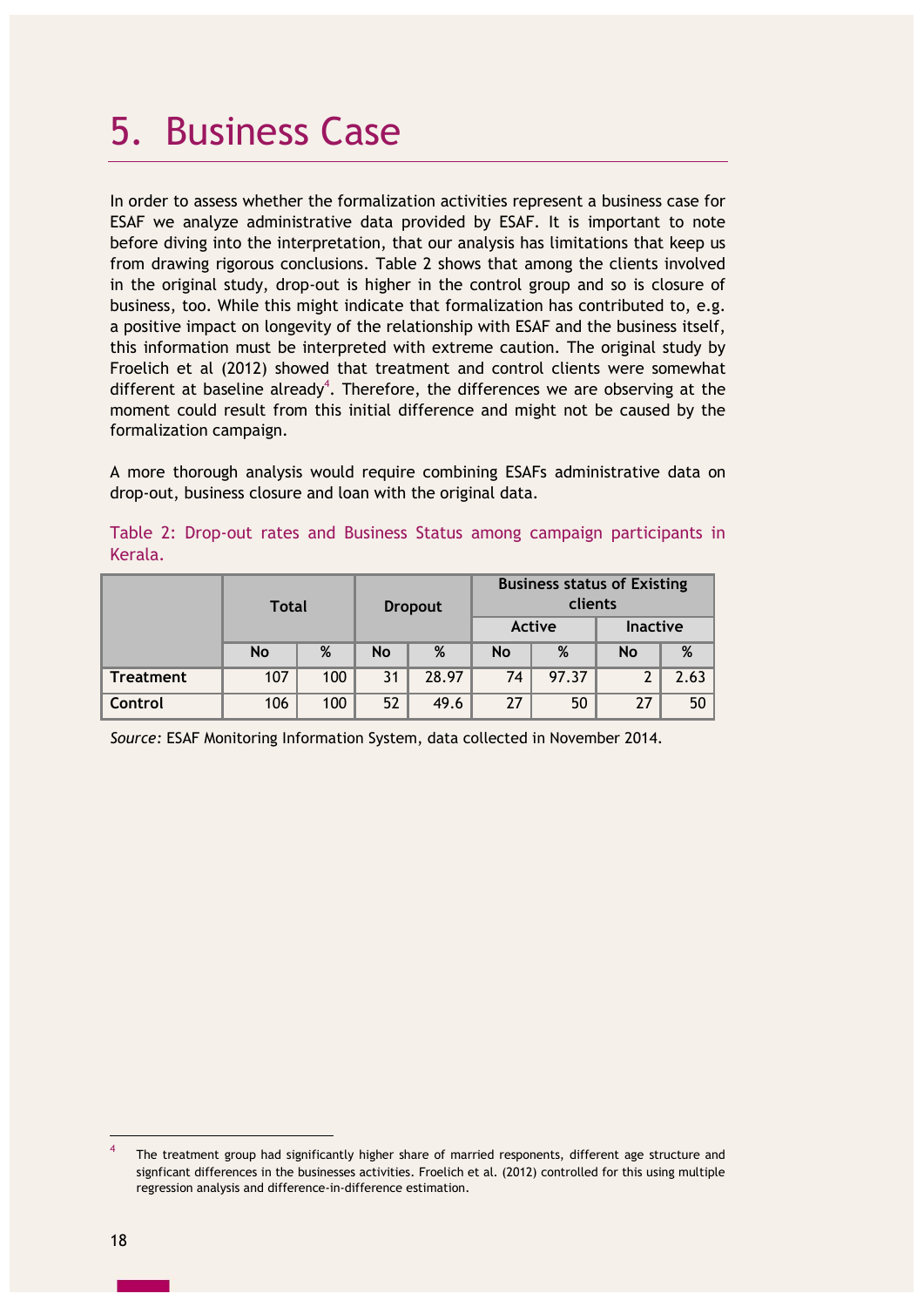# 5. Business Case

In order to assess whether the formalization activities represent a business case for ESAF we analyze administrative data provided by ESAF. It is important to note before diving into the interpretation, that our analysis has limitations that keep us from drawing rigorous conclusions. Table 2 shows that among the clients involved in the original study, drop-out is higher in the control group and so is closure of business, too. While this might indicate that formalization has contributed to, e.g. a positive impact on longevity of the relationship with ESAF and the business itself, this information must be interpreted with extreme caution. The original study by Froelich et al (2012) showed that treatment and control clients were somewhat different at baseline already[4]. Therefore, the differences we are observing at the moment could result from this initial difference and might not be caused by the formalization campaign.

A more thorough analysis would require combining ESAFs administrative data on drop-out, business closure and loan with the original data.

Table 2: Drop-out rates and Business Status among campaign participants in Kerala.

| | Total | | Dropout | | Business status of Existing clients | | | |
|---|---|---|---|---|---|---|---|---|
| | | | | | Active | | Inactive | |
| | No | % | No | % | No | % | No | % |
| **Treatment** | 107 | 100 | 31 | 28.97 | 74 | 97.37 | 2 | 2.63 |
| **Control** | 106 | 100 | 52 | 49.6 | 27 | 50 | 27 | 50 |

*Source:* ESAF Monitoring Information System, data collected in November 2014.

[4] The treatment group had significantly higher share of married responents, different age structure and signficant differences in the businesses activities. Froelich et al. (2012) controlled for this using multiple regression analysis and difference-in-difference estimation.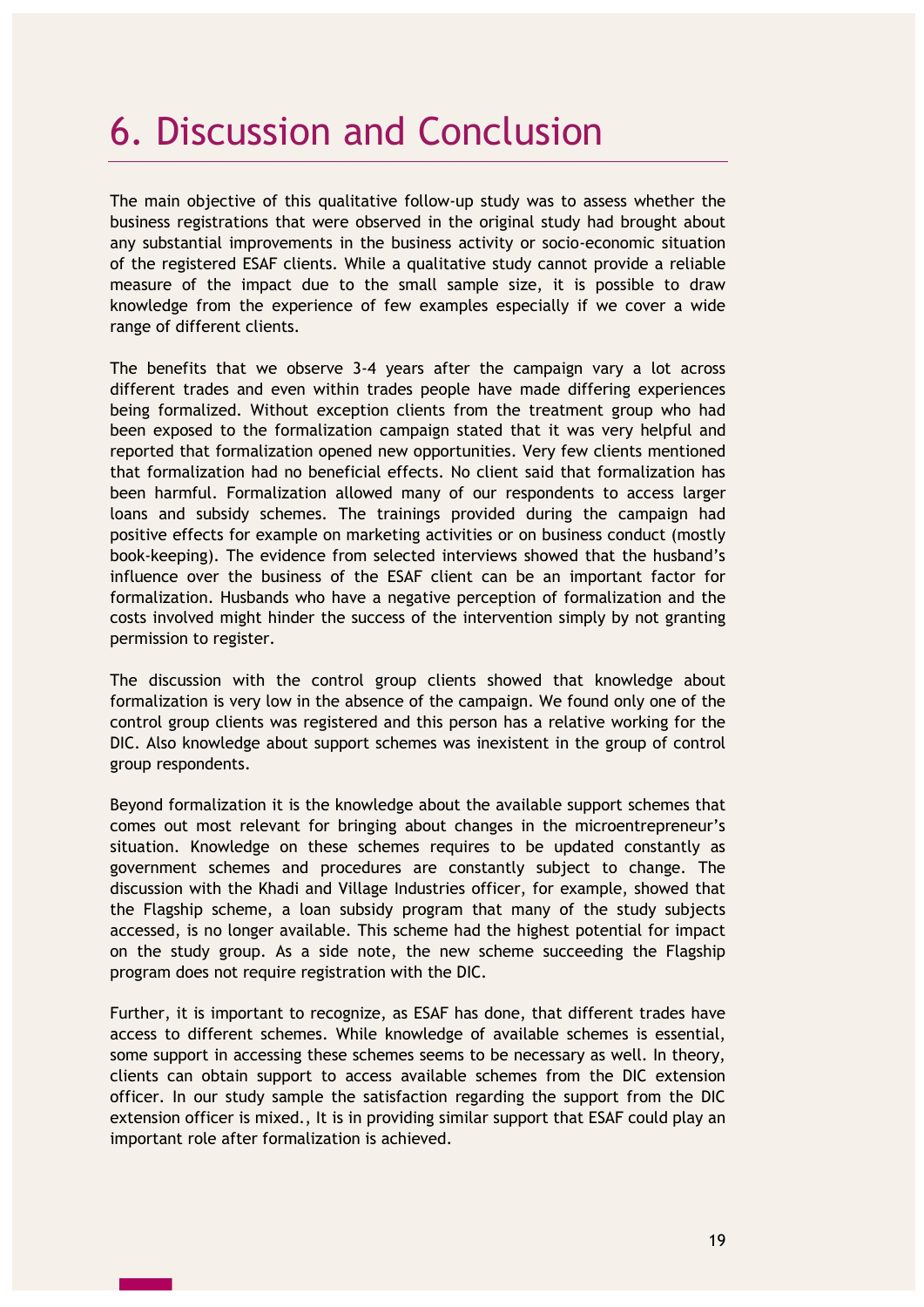# 6. Discussion and Conclusion

The main objective of this qualitative follow-up study was to assess whether the business registrations that were observed in the original study had brought about any substantial improvements in the business activity or socio-economic situation of the registered ESAF clients. While a qualitative study cannot provide a reliable measure of the impact due to the small sample size, it is possible to draw knowledge from the experience of few examples especially if we cover a wide range of different clients.

The benefits that we observe 3-4 years after the campaign vary a lot across different trades and even within trades people have made differing experiences being formalized. Without exception clients from the treatment group who had been exposed to the formalization campaign stated that it was very helpful and reported that formalization opened new opportunities. Very few clients mentioned that formalization had no beneficial effects. No client said that formalization has been harmful. Formalization allowed many of our respondents to access larger loans and subsidy schemes. The trainings provided during the campaign had positive effects for example on marketing activities or on business conduct (mostly book-keeping). The evidence from selected interviews showed that the husband's influence over the business of the ESAF client can be an important factor for formalization. Husbands who have a negative perception of formalization and the costs involved might hinder the success of the intervention simply by not granting permission to register.

The discussion with the control group clients showed that knowledge about formalization is very low in the absence of the campaign. We found only one of the control group clients was registered and this person has a relative working for the DIC. Also knowledge about support schemes was inexistent in the group of control group respondents.

Beyond formalization it is the knowledge about the available support schemes that comes out most relevant for bringing about changes in the microentrepreneur's situation. Knowledge on these schemes requires to be updated constantly as government schemes and procedures are constantly subject to change. The discussion with the Khadi and Village Industries officer, for example, showed that the Flagship scheme, a loan subsidy program that many of the study subjects accessed, is no longer available. This scheme had the highest potential for impact on the study group. As a side note, the new scheme succeeding the Flagship program does not require registration with the DIC.

Further, it is important to recognize, as ESAF has done, that different trades have access to different schemes. While knowledge of available schemes is essential, some support in accessing these schemes seems to be necessary as well. In theory, clients can obtain support to access available schemes from the DIC extension officer. In our study sample the satisfaction regarding the support from the DIC extension officer is mixed., It is in providing similar support that ESAF could play an important role after formalization is achieved.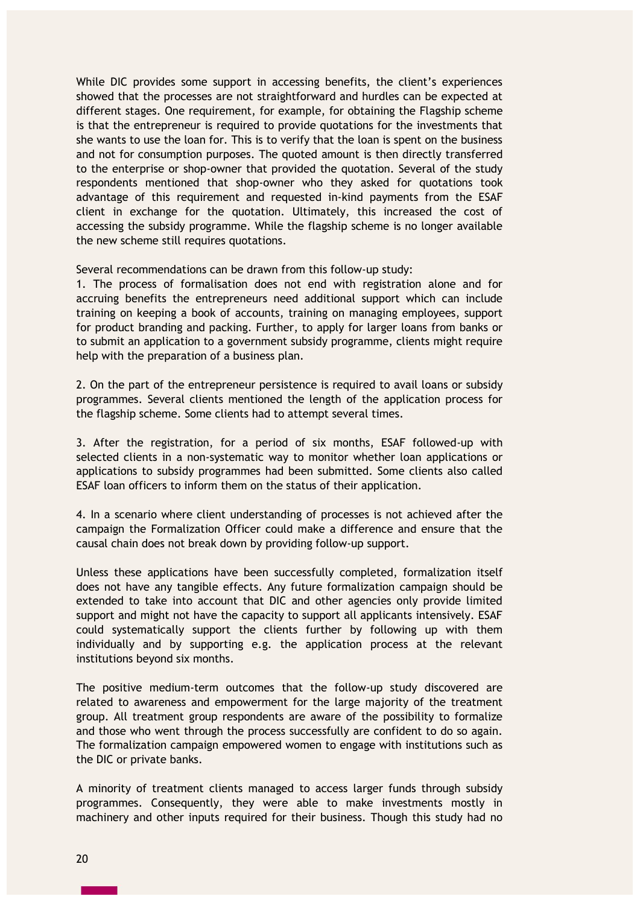While DIC provides some support in accessing benefits, the client's experiences showed that the processes are not straightforward and hurdles can be expected at different stages. One requirement, for example, for obtaining the Flagship scheme is that the entrepreneur is required to provide quotations for the investments that she wants to use the loan for. This is to verify that the loan is spent on the business and not for consumption purposes. The quoted amount is then directly transferred to the enterprise or shop-owner that provided the quotation. Several of the study respondents mentioned that shop-owner who they asked for quotations took advantage of this requirement and requested in-kind payments from the ESAF client in exchange for the quotation. Ultimately, this increased the cost of accessing the subsidy programme. While the flagship scheme is no longer available the new scheme still requires quotations.

Several recommendations can be drawn from this follow-up study:

1. The process of formalisation does not end with registration alone and for accruing benefits the entrepreneurs need additional support which can include training on keeping a book of accounts, training on managing employees, support for product branding and packing. Further, to apply for larger loans from banks or to submit an application to a government subsidy programme, clients might require help with the preparation of a business plan.

2. On the part of the entrepreneur persistence is required to avail loans or subsidy programmes. Several clients mentioned the length of the application process for the flagship scheme. Some clients had to attempt several times.

3. After the registration, for a period of six months, ESAF followed-up with selected clients in a non-systematic way to monitor whether loan applications or applications to subsidy programmes had been submitted. Some clients also called ESAF loan officers to inform them on the status of their application.

4. In a scenario where client understanding of processes is not achieved after the campaign the Formalization Officer could make a difference and ensure that the causal chain does not break down by providing follow-up support.

Unless these applications have been successfully completed, formalization itself does not have any tangible effects. Any future formalization campaign should be extended to take into account that DIC and other agencies only provide limited support and might not have the capacity to support all applicants intensively. ESAF could systematically support the clients further by following up with them individually and by supporting e.g. the application process at the relevant institutions beyond six months.

The positive medium-term outcomes that the follow-up study discovered are related to awareness and empowerment for the large majority of the treatment group. All treatment group respondents are aware of the possibility to formalize and those who went through the process successfully are confident to do so again. The formalization campaign empowered women to engage with institutions such as the DIC or private banks.

A minority of treatment clients managed to access larger funds through subsidy programmes. Consequently, they were able to make investments mostly in machinery and other inputs required for their business. Though this study had no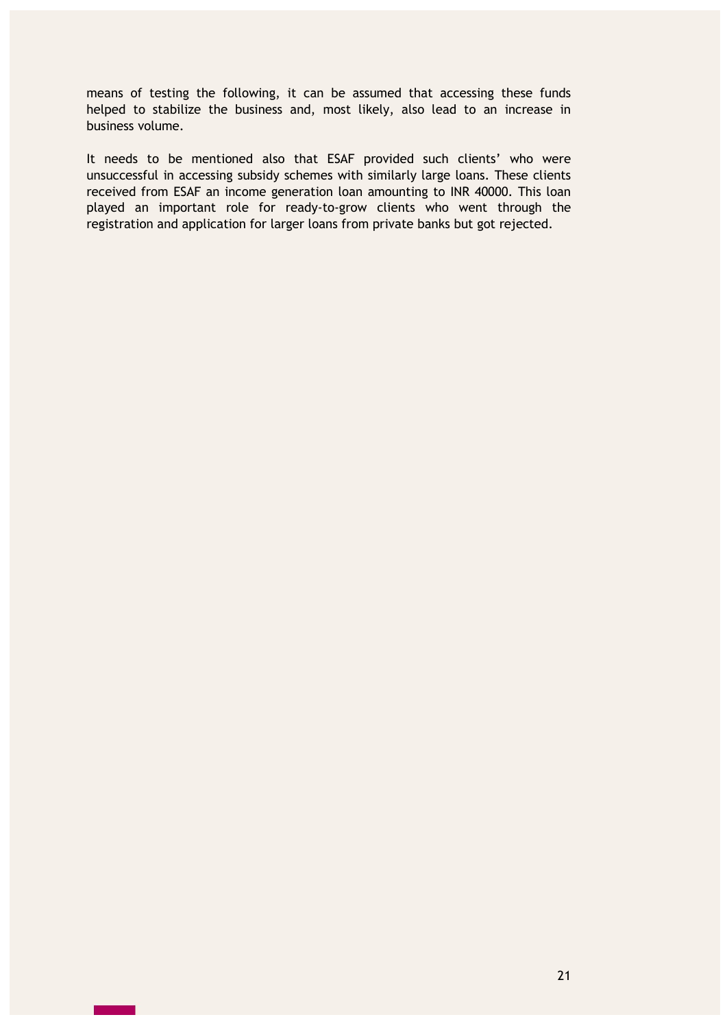means of testing the following, it can be assumed that accessing these funds helped to stabilize the business and, most likely, also lead to an increase in business volume.

It needs to be mentioned also that ESAF provided such clients' who were unsuccessful in accessing subsidy schemes with similarly large loans. These clients received from ESAF an income generation loan amounting to INR 40000. This loan played an important role for ready-to-grow clients who went through the registration and application for larger loans from private banks but got rejected.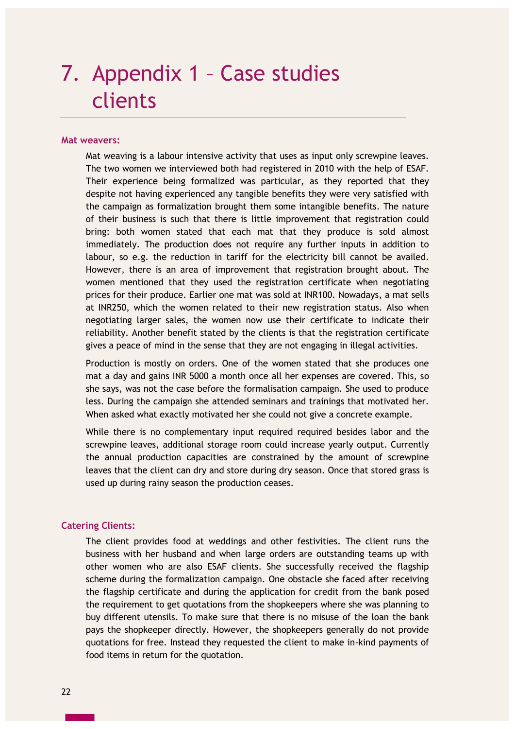# 7. Appendix 1 – Case studies clients

**Mat weavers:**

Mat weaving is a labour intensive activity that uses as input only screwpine leaves. The two women we interviewed both had registered in 2010 with the help of ESAF. Their experience being formalized was particular, as they reported that they despite not having experienced any tangible benefits they were very satisfied with the campaign as formalization brought them some intangible benefits. The nature of their business is such that there is little improvement that registration could bring: both women stated that each mat that they produce is sold almost immediately. The production does not require any further inputs in addition to labour, so e.g. the reduction in tariff for the electricity bill cannot be availed. However, there is an area of improvement that registration brought about. The women mentioned that they used the registration certificate when negotiating prices for their produce. Earlier one mat was sold at INR100. Nowadays, a mat sells at INR250, which the women related to their new registration status. Also when negotiating larger sales, the women now use their certificate to indicate their reliability. Another benefit stated by the clients is that the registration certificate gives a peace of mind in the sense that they are not engaging in illegal activities.

Production is mostly on orders. One of the women stated that she produces one mat a day and gains INR 5000 a month once all her expenses are covered. This, so she says, was not the case before the formalisation campaign. She used to produce less. During the campaign she attended seminars and trainings that motivated her. When asked what exactly motivated her she could not give a concrete example.

While there is no complementary input required required besides labor and the screwpine leaves, additional storage room could increase yearly output. Currently the annual production capacities are constrained by the amount of screwpine leaves that the client can dry and store during dry season. Once that stored grass is used up during rainy season the production ceases.

**Catering Clients:**

The client provides food at weddings and other festivities. The client runs the business with her husband and when large orders are outstanding teams up with other women who are also ESAF clients. She successfully received the flagship scheme during the formalization campaign. One obstacle she faced after receiving the flagship certificate and during the application for credit from the bank posed the requirement to get quotations from the shopkeepers where she was planning to buy different utensils. To make sure that there is no misuse of the loan the bank pays the shopkeeper directly. However, the shopkeepers generally do not provide quotations for free. Instead they requested the client to make in-kind payments of food items in return for the quotation.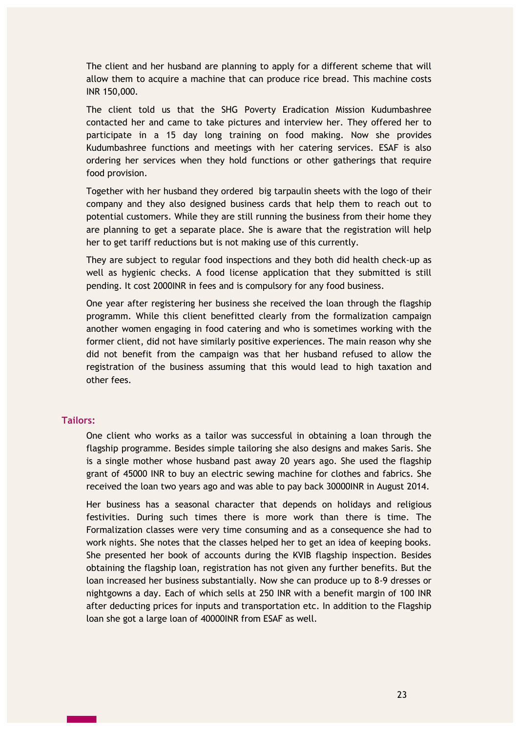The client and her husband are planning to apply for a different scheme that will allow them to acquire a machine that can produce rice bread. This machine costs INR 150,000.

The client told us that the SHG Poverty Eradication Mission Kudumbashree contacted her and came to take pictures and interview her. They offered her to participate in a 15 day long training on food making. Now she provides Kudumbashree functions and meetings with her catering services. ESAF is also ordering her services when they hold functions or other gatherings that require food provision.

Together with her husband they ordered big tarpaulin sheets with the logo of their company and they also designed business cards that help them to reach out to potential customers. While they are still running the business from their home they are planning to get a separate place. She is aware that the registration will help her to get tariff reductions but is not making use of this currently.

They are subject to regular food inspections and they both did health check-up as well as hygienic checks. A food license application that they submitted is still pending. It cost 2000INR in fees and is compulsory for any food business.

One year after registering her business she received the loan through the flagship programm. While this client benefitted clearly from the formalization campaign another women engaging in food catering and who is sometimes working with the former client, did not have similarly positive experiences. The main reason why she did not benefit from the campaign was that her husband refused to allow the registration of the business assuming that this would lead to high taxation and other fees.

### Tailors:

One client who works as a tailor was successful in obtaining a loan through the flagship programme. Besides simple tailoring she also designs and makes Saris. She is a single mother whose husband past away 20 years ago. She used the flagship grant of 45000 INR to buy an electric sewing machine for clothes and fabrics. She received the loan two years ago and was able to pay back 30000INR in August 2014.

Her business has a seasonal character that depends on holidays and religious festivities. During such times there is more work than there is time. The Formalization classes were very time consuming and as a consequence she had to work nights. She notes that the classes helped her to get an idea of keeping books. She presented her book of accounts during the KVIB flagship inspection. Besides obtaining the flagship loan, registration has not given any further benefits. But the loan increased her business substantially. Now she can produce up to 8-9 dresses or nightgowns a day. Each of which sells at 250 INR with a benefit margin of 100 INR after deducting prices for inputs and transportation etc. In addition to the Flagship loan she got a large loan of 40000INR from ESAF as well.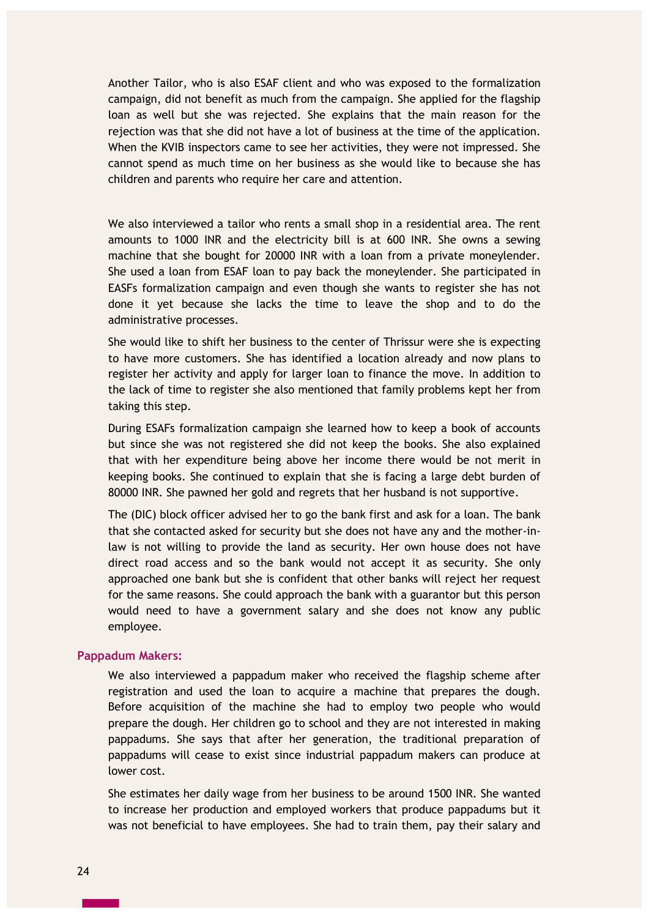Another Tailor, who is also ESAF client and who was exposed to the formalization campaign, did not benefit as much from the campaign. She applied for the flagship loan as well but she was rejected. She explains that the main reason for the rejection was that she did not have a lot of business at the time of the application. When the KVIB inspectors came to see her activities, they were not impressed. She cannot spend as much time on her business as she would like to because she has children and parents who require her care and attention.

We also interviewed a tailor who rents a small shop in a residential area. The rent amounts to 1000 INR and the electricity bill is at 600 INR. She owns a sewing machine that she bought for 20000 INR with a loan from a private moneylender. She used a loan from ESAF loan to pay back the moneylender. She participated in EASFs formalization campaign and even though she wants to register she has not done it yet because she lacks the time to leave the shop and to do the administrative processes.

She would like to shift her business to the center of Thrissur were she is expecting to have more customers. She has identified a location already and now plans to register her activity and apply for larger loan to finance the move. In addition to the lack of time to register she also mentioned that family problems kept her from taking this step.

During ESAFs formalization campaign she learned how to keep a book of accounts but since she was not registered she did not keep the books. She also explained that with her expenditure being above her income there would be not merit in keeping books. She continued to explain that she is facing a large debt burden of 80000 INR. She pawned her gold and regrets that her husband is not supportive.

The (DIC) block officer advised her to go the bank first and ask for a loan. The bank that she contacted asked for security but she does not have any and the mother-in-law is not willing to provide the land as security. Her own house does not have direct road access and so the bank would not accept it as security. She only approached one bank but she is confident that other banks will reject her request for the same reasons. She could approach the bank with a guarantor but this person would need to have a government salary and she does not know any public employee.

**Pappadum Makers:**

We also interviewed a pappadum maker who received the flagship scheme after registration and used the loan to acquire a machine that prepares the dough. Before acquisition of the machine she had to employ two people who would prepare the dough. Her children go to school and they are not interested in making pappadums. She says that after her generation, the traditional preparation of pappadums will cease to exist since industrial pappadum makers can produce at lower cost.

She estimates her daily wage from her business to be around 1500 INR. She wanted to increase her production and employed workers that produce pappadums but it was not beneficial to have employees. She had to train them, pay their salary and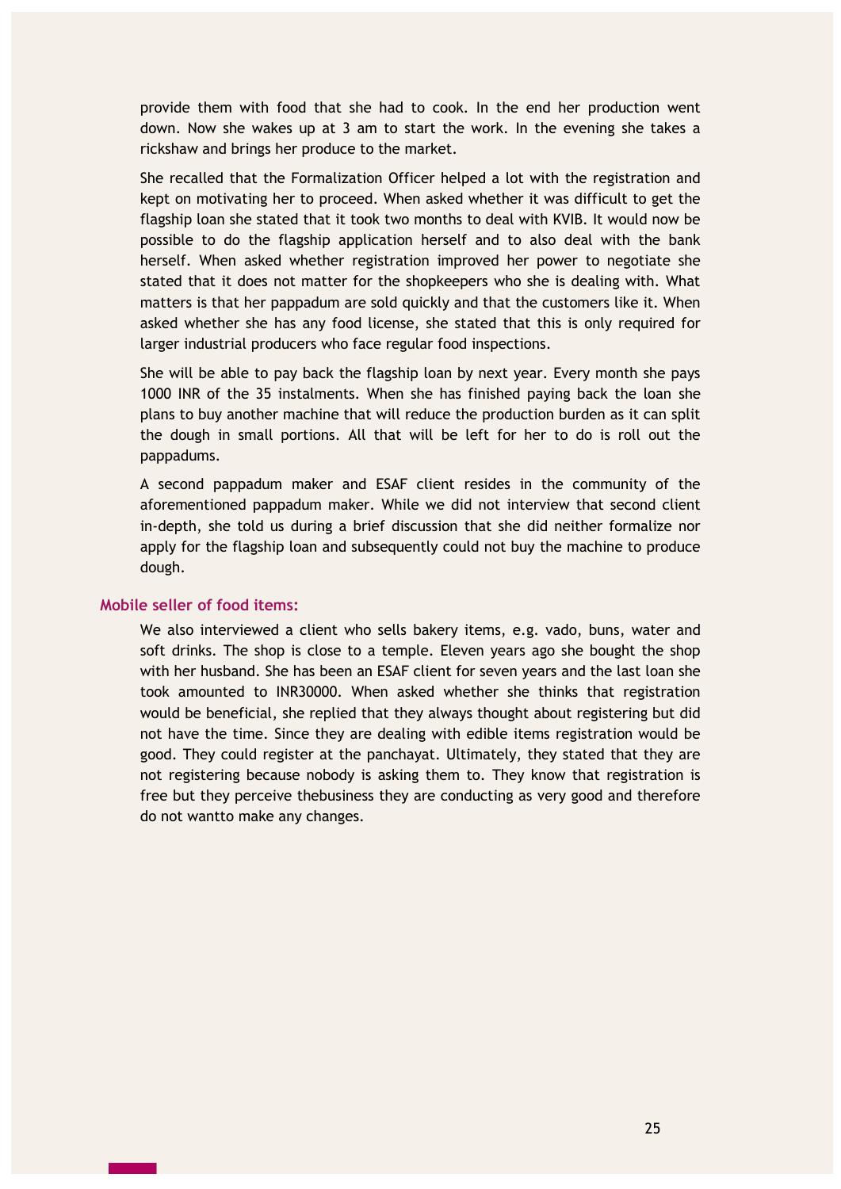provide them with food that she had to cook. In the end her production went down. Now she wakes up at 3 am to start the work. In the evening she takes a rickshaw and brings her produce to the market.

She recalled that the Formalization Officer helped a lot with the registration and kept on motivating her to proceed. When asked whether it was difficult to get the flagship loan she stated that it took two months to deal with KVIB. It would now be possible to do the flagship application herself and to also deal with the bank herself. When asked whether registration improved her power to negotiate she stated that it does not matter for the shopkeepers who she is dealing with. What matters is that her pappadum are sold quickly and that the customers like it. When asked whether she has any food license, she stated that this is only required for larger industrial producers who face regular food inspections.

She will be able to pay back the flagship loan by next year. Every month she pays 1000 INR of the 35 instalments. When she has finished paying back the loan she plans to buy another machine that will reduce the production burden as it can split the dough in small portions. All that will be left for her to do is roll out the pappadums.

A second pappadum maker and ESAF client resides in the community of the aforementioned pappadum maker. While we did not interview that second client in-depth, she told us during a brief discussion that she did neither formalize nor apply for the flagship loan and subsequently could not buy the machine to produce dough.

#### Mobile seller of food items:

We also interviewed a client who sells bakery items, e.g. vado, buns, water and soft drinks. The shop is close to a temple. Eleven years ago she bought the shop with her husband. She has been an ESAF client for seven years and the last loan she took amounted to INR30000. When asked whether she thinks that registration would be beneficial, she replied that they always thought about registering but did not have the time. Since they are dealing with edible items registration would be good. They could register at the panchayat. Ultimately, they stated that they are not registering because nobody is asking them to. They know that registration is free but they perceive thebusiness they are conducting as very good and therefore do not wantto make any changes.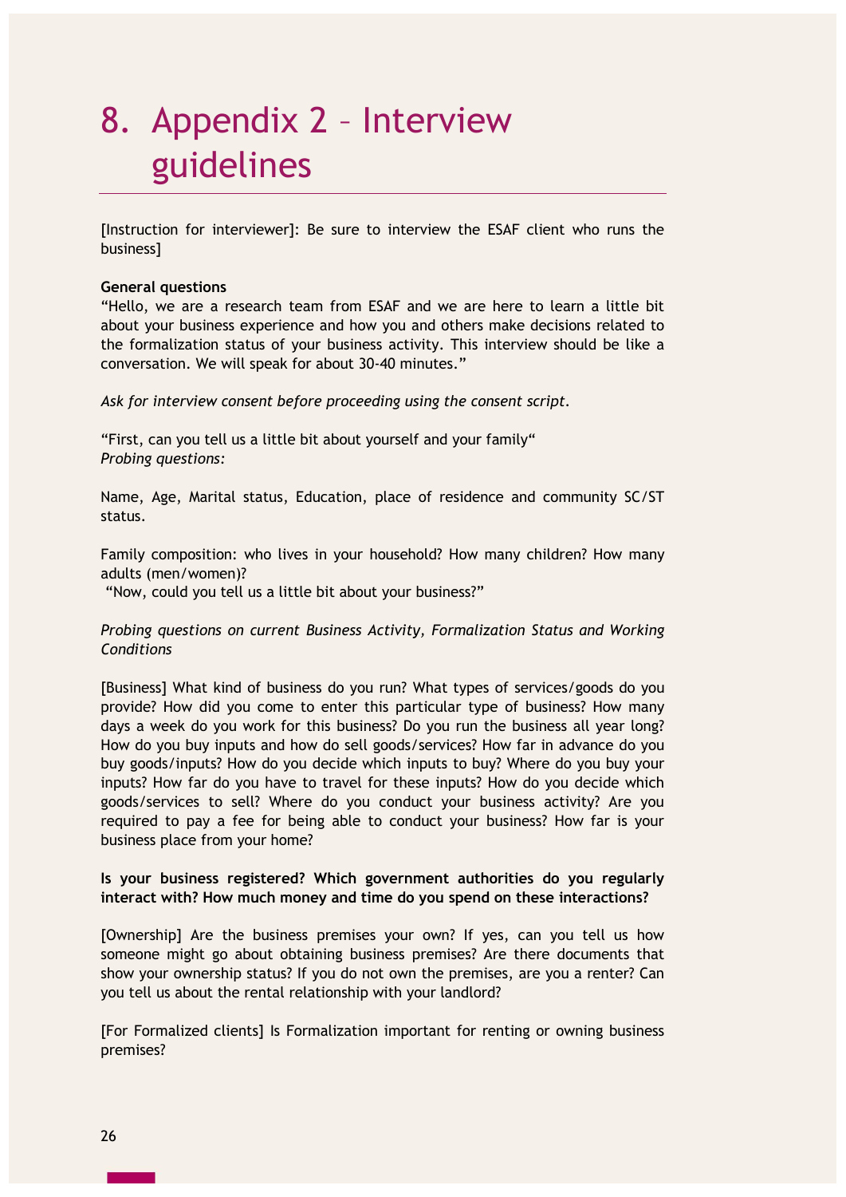# 8. Appendix 2 – Interview guidelines

[Instruction for interviewer]: Be sure to interview the ESAF client who runs the business]

**General questions**

"Hello, we are a research team from ESAF and we are here to learn a little bit about your business experience and how you and others make decisions related to the formalization status of your business activity. This interview should be like a conversation. We will speak for about 30-40 minutes."

*Ask for interview consent before proceeding using the consent script.*

"First, can you tell us a little bit about yourself and your family"
*Probing questions:*

Name, Age, Marital status, Education, place of residence and community SC/ST status.

Family composition: who lives in your household? How many children? How many adults (men/women)?
"Now, could you tell us a little bit about your business?"

*Probing questions on current Business Activity, Formalization Status and Working Conditions*

[Business] What kind of business do you run? What types of services/goods do you provide? How did you come to enter this particular type of business? How many days a week do you work for this business? Do you run the business all year long? How do you buy inputs and how do sell goods/services? How far in advance do you buy goods/inputs? How do you decide which inputs to buy? Where do you buy your inputs? How far do you have to travel for these inputs? How do you decide which goods/services to sell? Where do you conduct your business activity? Are you required to pay a fee for being able to conduct your business? How far is your business place from your home?

**Is your business registered? Which government authorities do you regularly interact with? How much money and time do you spend on these interactions?**

[Ownership] Are the business premises your own? If yes, can you tell us how someone might go about obtaining business premises? Are there documents that show your ownership status? If you do not own the premises, are you a renter? Can you tell us about the rental relationship with your landlord?

[For Formalized clients] Is Formalization important for renting or owning business premises?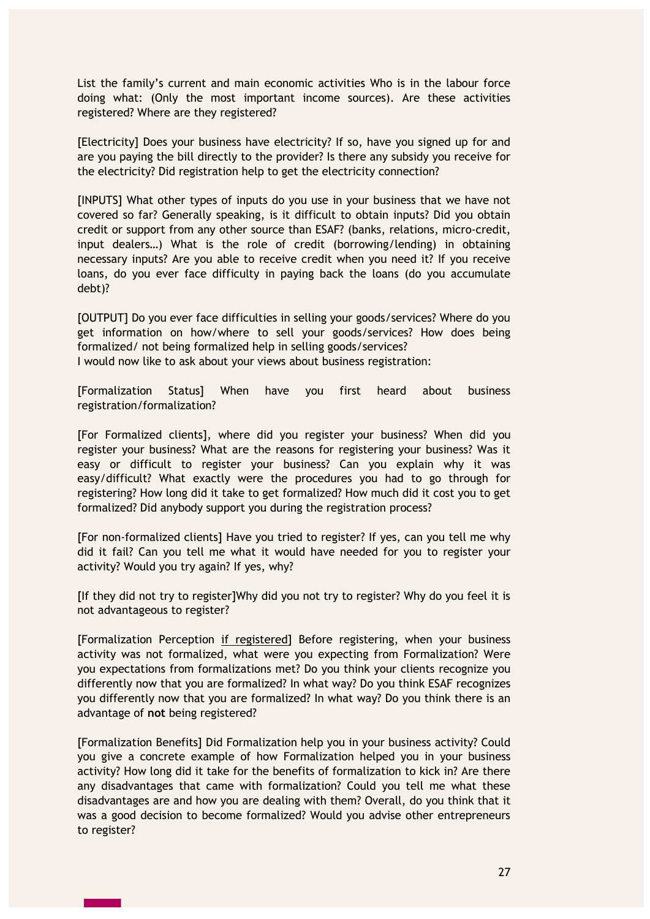List the family's current and main economic activities Who is in the labour force doing what: (Only the most important income sources). Are these activities registered? Where are they registered?

[Electricity] Does your business have electricity? If so, have you signed up for and are you paying the bill directly to the provider? Is there any subsidy you receive for the electricity? Did registration help to get the electricity connection?

[INPUTS] What other types of inputs do you use in your business that we have not covered so far? Generally speaking, is it difficult to obtain inputs? Did you obtain credit or support from any other source than ESAF? (banks, relations, micro-credit, input dealers…) What is the role of credit (borrowing/lending) in obtaining necessary inputs? Are you able to receive credit when you need it? If you receive loans, do you ever face difficulty in paying back the loans (do you accumulate debt)?

[OUTPUT] Do you ever face difficulties in selling your goods/services? Where do you get information on how/where to sell your goods/services? How does being formalized/ not being formalized help in selling goods/services?
I would now like to ask about your views about business registration:

[Formalization Status] When have you first heard about business registration/formalization?

[For Formalized clients], where did you register your business? When did you register your business? What are the reasons for registering your business? Was it easy or difficult to register your business? Can you explain why it was easy/difficult? What exactly were the procedures you had to go through for registering? How long did it take to get formalized? How much did it cost you to get formalized? Did anybody support you during the registration process?

[For non-formalized clients] Have you tried to register? If yes, can you tell me why did it fail? Can you tell me what it would have needed for you to register your activity? Would you try again? If yes, why?

[If they did not try to register]Why did you not try to register? Why do you feel it is not advantageous to register?

[Formalization Perception <u>if registered</u>] Before registering, when your business activity was not formalized, what were you expecting from Formalization? Were you expectations from formalizations met? Do you think your clients recognize you differently now that you are formalized? In what way? Do you think ESAF recognizes you differently now that you are formalized? In what way? Do you think there is an advantage of **not** being registered?

[Formalization Benefits] Did Formalization help you in your business activity? Could you give a concrete example of how Formalization helped you in your business activity? How long did it take for the benefits of formalization to kick in? Are there any disadvantages that came with formalization? Could you tell me what these disadvantages are and how you are dealing with them? Overall, do you think that it was a good decision to become formalized? Would you advise other entrepreneurs to register?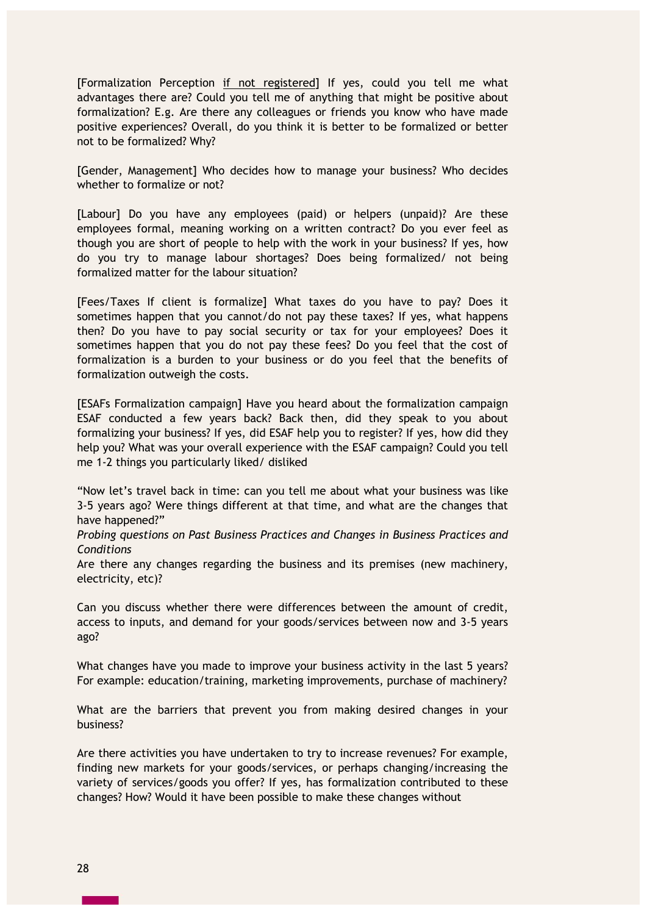[Formalization Perception <u>if not registered</u>] If yes, could you tell me what advantages there are? Could you tell me of anything that might be positive about formalization? E.g. Are there any colleagues or friends you know who have made positive experiences? Overall, do you think it is better to be formalized or better not to be formalized? Why?

[Gender, Management] Who decides how to manage your business? Who decides whether to formalize or not?

[Labour] Do you have any employees (paid) or helpers (unpaid)? Are these employees formal, meaning working on a written contract? Do you ever feel as though you are short of people to help with the work in your business? If yes, how do you try to manage labour shortages? Does being formalized/ not being formalized matter for the labour situation?

[Fees/Taxes If client is formalize] What taxes do you have to pay? Does it sometimes happen that you cannot/do not pay these taxes? If yes, what happens then? Do you have to pay social security or tax for your employees? Does it sometimes happen that you do not pay these fees? Do you feel that the cost of formalization is a burden to your business or do you feel that the benefits of formalization outweigh the costs.

[ESAFs Formalization campaign] Have you heard about the formalization campaign ESAF conducted a few years back? Back then, did they speak to you about formalizing your business? If yes, did ESAF help you to register? If yes, how did they help you? What was your overall experience with the ESAF campaign? Could you tell me 1-2 things you particularly liked/ disliked

"Now let's travel back in time: can you tell me about what your business was like 3-5 years ago? Were things different at that time, and what are the changes that have happened?"

*Probing questions on Past Business Practices and Changes in Business Practices and Conditions*

Are there any changes regarding the business and its premises (new machinery, electricity, etc)?

Can you discuss whether there were differences between the amount of credit, access to inputs, and demand for your goods/services between now and 3-5 years ago?

What changes have you made to improve your business activity in the last 5 years? For example: education/training, marketing improvements, purchase of machinery?

What are the barriers that prevent you from making desired changes in your business?

Are there activities you have undertaken to try to increase revenues? For example, finding new markets for your goods/services, or perhaps changing/increasing the variety of services/goods you offer? If yes, has formalization contributed to these changes? How? Would it have been possible to make these changes without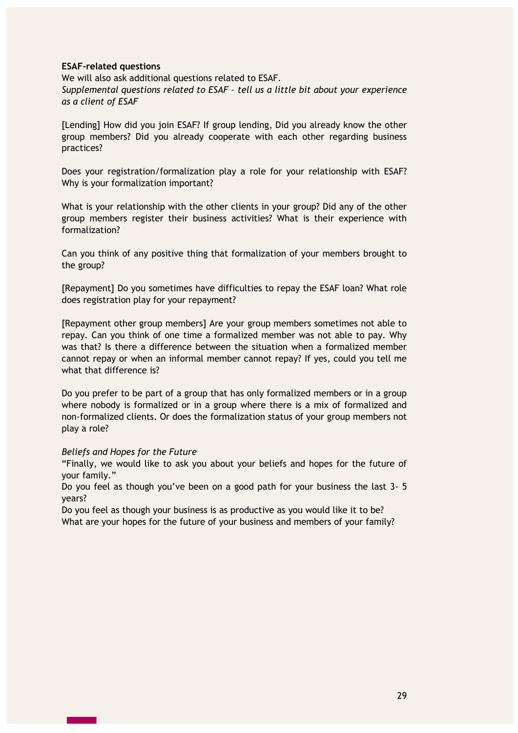**ESAF-related questions**

We will also ask additional questions related to ESAF.

*Supplemental questions related to ESAF – tell us a little bit about your experience as a client of ESAF*

[Lending] How did you join ESAF? If group lending, Did you already know the other group members? Did you already cooperate with each other regarding business practices?

Does your registration/formalization play a role for your relationship with ESAF? Why is your formalization important?

What is your relationship with the other clients in your group? Did any of the other group members register their business activities? What is their experience with formalization?

Can you think of any positive thing that formalization of your members brought to the group?

[Repayment] Do you sometimes have difficulties to repay the ESAF loan? What role does registration play for your repayment?

[Repayment other group members] Are your group members sometimes not able to repay. Can you think of one time a formalized member was not able to pay. Why was that? Is there a difference between the situation when a formalized member cannot repay or when an informal member cannot repay? If yes, could you tell me what that difference is?

Do you prefer to be part of a group that has only formalized members or in a group where nobody is formalized or in a group where there is a mix of formalized and non-formalized clients. Or does the formalization status of your group members not play a role?

*Beliefs and Hopes for the Future*

"Finally, we would like to ask you about your beliefs and hopes for the future of your family."

Do you feel as though you've been on a good path for your business the last 3- 5 years?

Do you feel as though your business is as productive as you would like it to be?

What are your hopes for the future of your business and members of your family?